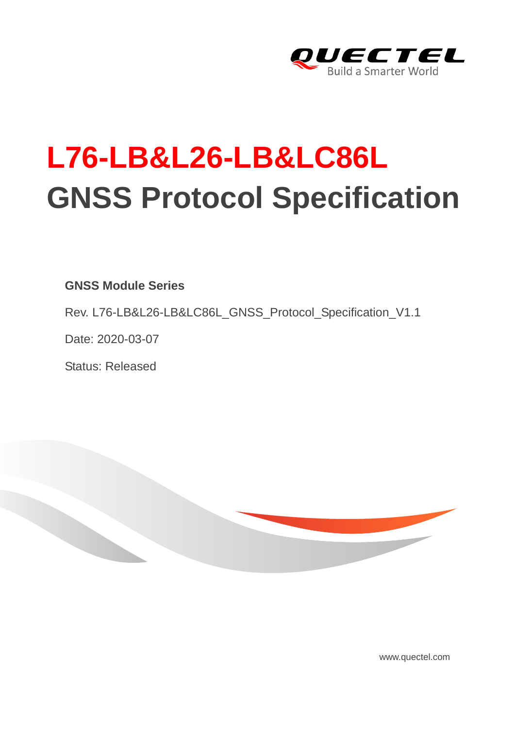# L76-LB&L26-LB&LC86L
# GNSS Protocol Specification

**GNSS Module Series**

Rev. L76-LB&L26-LB&LC86L_GNSS_Protocol_Specification_V1.1

Date: 2020-03-07

Status: Released

www.quectel.com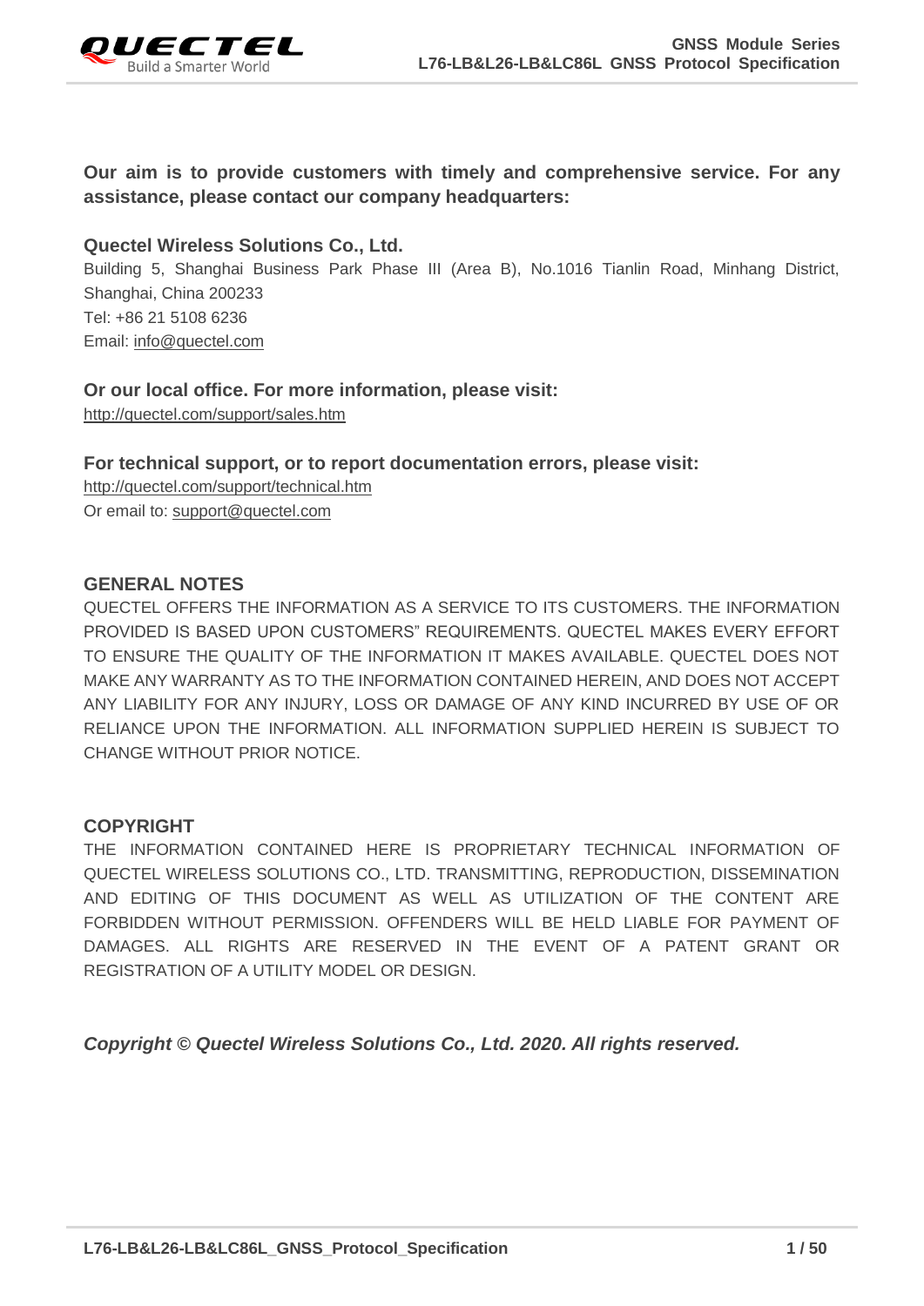**Our aim is to provide customers with timely and comprehensive service. For any assistance, please contact our company headquarters:**

**Quectel Wireless Solutions Co., Ltd.**

Building 5, Shanghai Business Park Phase III (Area B), No.1016 Tianlin Road, Minhang District, Shanghai, China 200233

Tel: +86 21 5108 6236

Email: info@quectel.com

**Or our local office. For more information, please visit:**

http://quectel.com/support/sales.htm

**For technical support, or to report documentation errors, please visit:**

http://quectel.com/support/technical.htm

Or email to: support@quectel.com

## GENERAL NOTES

QUECTEL OFFERS THE INFORMATION AS A SERVICE TO ITS CUSTOMERS. THE INFORMATION PROVIDED IS BASED UPON CUSTOMERS" REQUIREMENTS. QUECTEL MAKES EVERY EFFORT TO ENSURE THE QUALITY OF THE INFORMATION IT MAKES AVAILABLE. QUECTEL DOES NOT MAKE ANY WARRANTY AS TO THE INFORMATION CONTAINED HEREIN, AND DOES NOT ACCEPT ANY LIABILITY FOR ANY INJURY, LOSS OR DAMAGE OF ANY KIND INCURRED BY USE OF OR RELIANCE UPON THE INFORMATION. ALL INFORMATION SUPPLIED HEREIN IS SUBJECT TO CHANGE WITHOUT PRIOR NOTICE.

## COPYRIGHT

THE INFORMATION CONTAINED HERE IS PROPRIETARY TECHNICAL INFORMATION OF QUECTEL WIRELESS SOLUTIONS CO., LTD. TRANSMITTING, REPRODUCTION, DISSEMINATION AND EDITING OF THIS DOCUMENT AS WELL AS UTILIZATION OF THE CONTENT ARE FORBIDDEN WITHOUT PERMISSION. OFFENDERS WILL BE HELD LIABLE FOR PAYMENT OF DAMAGES. ALL RIGHTS ARE RESERVED IN THE EVENT OF A PATENT GRANT OR REGISTRATION OF A UTILITY MODEL OR DESIGN.

***Copyright © Quectel Wireless Solutions Co., Ltd. 2020. All rights reserved.***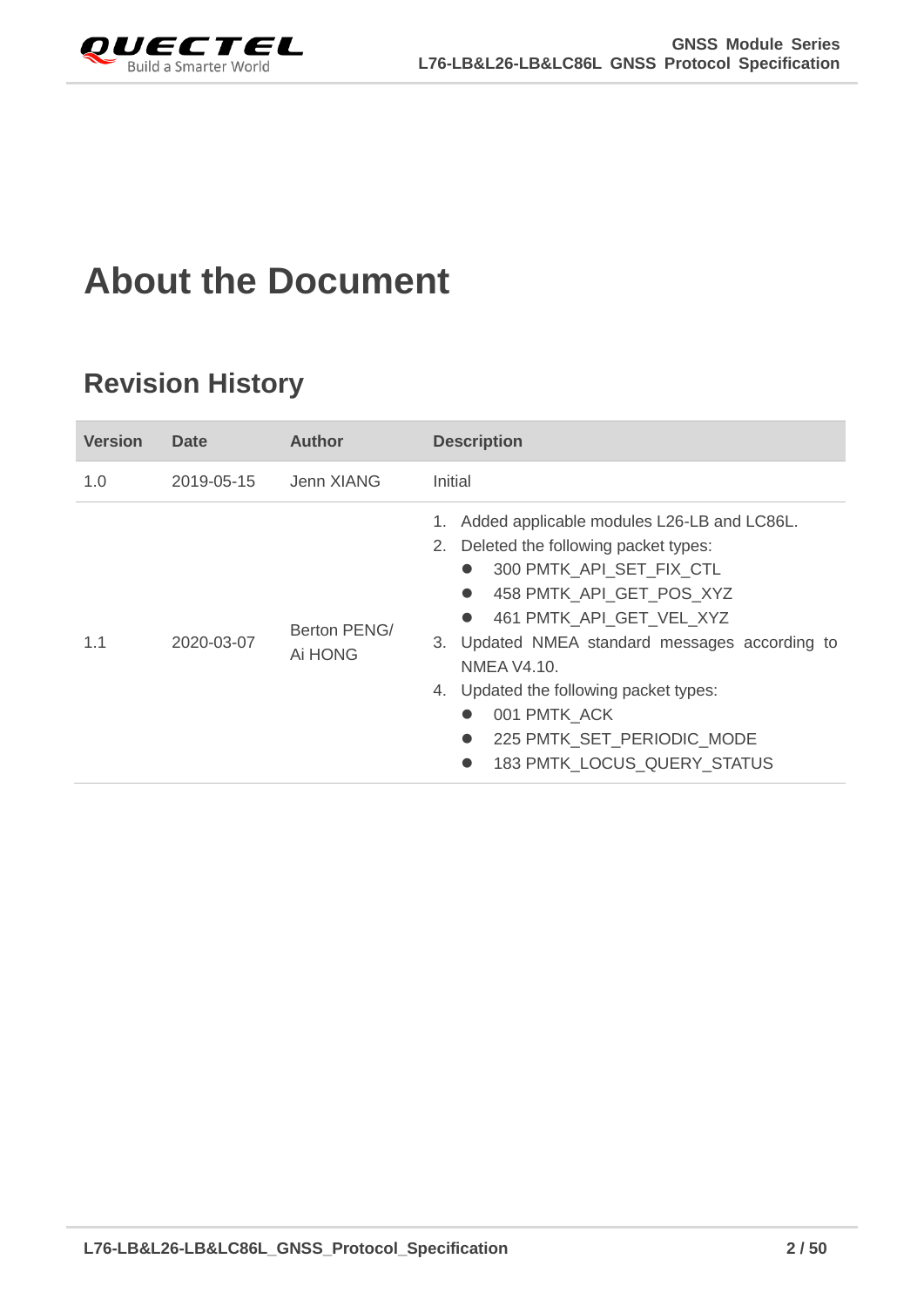# About the Document

## Revision History

| Version | Date | Author | Description |
|---|---|---|---|
| 1.0 | 2019-05-15 | Jenn XIANG | Initial |
| 1.1 | 2020-03-07 | Berton PENG/ Ai HONG | 1. Added applicable modules L26-LB and LC86L.<br>2. Deleted the following packet types:<br>● 300 PMTK_API_SET_FIX_CTL<br>● 458 PMTK_API_GET_POS_XYZ<br>● 461 PMTK_API_GET_VEL_XYZ<br>3. Updated NMEA standard messages according to NMEA V4.10.<br>4. Updated the following packet types:<br>● 001 PMTK_ACK<br>● 225 PMTK_SET_PERIODIC_MODE<br>● 183 PMTK_LOCUS_QUERY_STATUS |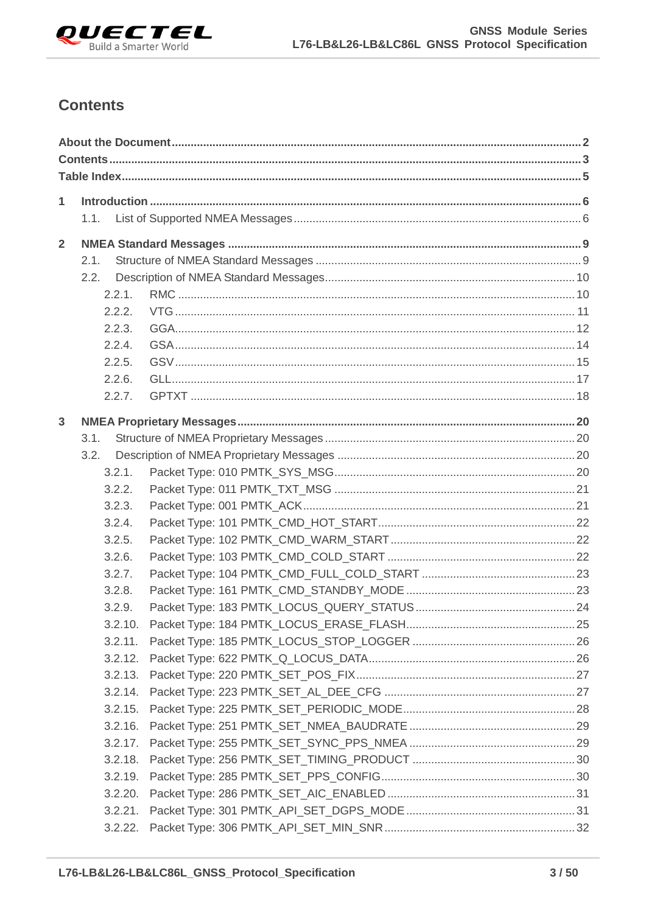# Contents

**About the Document** ........ 2
**Contents** ........ 3
**Table Index** ........ 5

**1 Introduction** ........ 6
- 1.1. List of Supported NMEA Messages ........ 6

**2 NMEA Standard Messages** ........ 9
- 2.1. Structure of NMEA Standard Messages ........ 9
- 2.2. Description of NMEA Standard Messages ........ 10
  - 2.2.1. RMC ........ 10
  - 2.2.2. VTG ........ 11
  - 2.2.3. GGA ........ 12
  - 2.2.4. GSA ........ 14
  - 2.2.5. GSV ........ 15
  - 2.2.6. GLL ........ 17
  - 2.2.7. GPTXT ........ 18

**3 NMEA Proprietary Messages** ........ 20
- 3.1. Structure of NMEA Proprietary Messages ........ 20
- 3.2. Description of NMEA Proprietary Messages ........ 20
  - 3.2.1. Packet Type: 010 PMTK_SYS_MSG ........ 20
  - 3.2.2. Packet Type: 011 PMTK_TXT_MSG ........ 21
  - 3.2.3. Packet Type: 001 PMTK_ACK ........ 21
  - 3.2.4. Packet Type: 101 PMTK_CMD_HOT_START ........ 22
  - 3.2.5. Packet Type: 102 PMTK_CMD_WARM_START ........ 22
  - 3.2.6. Packet Type: 103 PMTK_CMD_COLD_START ........ 22
  - 3.2.7. Packet Type: 104 PMTK_CMD_FULL_COLD_START ........ 23
  - 3.2.8. Packet Type: 161 PMTK_CMD_STANDBY_MODE ........ 23
  - 3.2.9. Packet Type: 183 PMTK_LOCUS_QUERY_STATUS ........ 24
  - 3.2.10. Packet Type: 184 PMTK_LOCUS_ERASE_FLASH ........ 25
  - 3.2.11. Packet Type: 185 PMTK_LOCUS_STOP_LOGGER ........ 26
  - 3.2.12. Packet Type: 622 PMTK_Q_LOCUS_DATA ........ 26
  - 3.2.13. Packet Type: 220 PMTK_SET_POS_FIX ........ 27
  - 3.2.14. Packet Type: 223 PMTK_SET_AL_DEE_CFG ........ 27
  - 3.2.15. Packet Type: 225 PMTK_SET_PERIODIC_MODE ........ 28
  - 3.2.16. Packet Type: 251 PMTK_SET_NMEA_BAUDRATE ........ 29
  - 3.2.17. Packet Type: 255 PMTK_SET_SYNC_PPS_NMEA ........ 29
  - 3.2.18. Packet Type: 256 PMTK_SET_TIMING_PRODUCT ........ 30
  - 3.2.19. Packet Type: 285 PMTK_SET_PPS_CONFIG ........ 30
  - 3.2.20. Packet Type: 286 PMTK_SET_AIC_ENABLED ........ 31
  - 3.2.21. Packet Type: 301 PMTK_API_SET_DGPS_MODE ........ 31
  - 3.2.22. Packet Type: 306 PMTK_API_SET_MIN_SNR ........ 32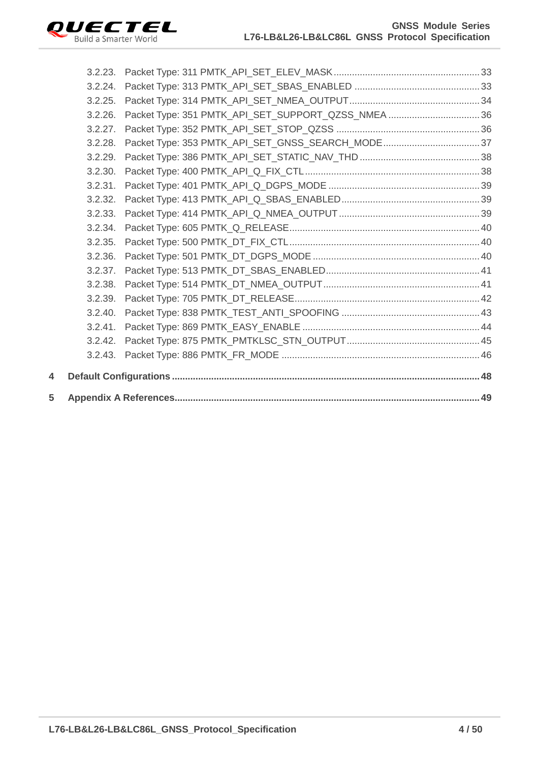3.2.23. Packet Type: 311 PMTK_API_SET_ELEV_MASK ........ 33
3.2.24. Packet Type: 313 PMTK_API_SET_SBAS_ENABLED ........ 33
3.2.25. Packet Type: 314 PMTK_API_SET_NMEA_OUTPUT ........ 34
3.2.26. Packet Type: 351 PMTK_API_SET_SUPPORT_QZSS_NMEA ........ 36
3.2.27. Packet Type: 352 PMTK_API_SET_STOP_QZSS ........ 36
3.2.28. Packet Type: 353 PMTK_API_SET_GNSS_SEARCH_MODE ........ 37
3.2.29. Packet Type: 386 PMTK_API_SET_STATIC_NAV_THD ........ 38
3.2.30. Packet Type: 400 PMTK_API_Q_FIX_CTL ........ 38
3.2.31. Packet Type: 401 PMTK_API_Q_DGPS_MODE ........ 39
3.2.32. Packet Type: 413 PMTK_API_Q_SBAS_ENABLED ........ 39
3.2.33. Packet Type: 414 PMTK_API_Q_NMEA_OUTPUT ........ 39
3.2.34. Packet Type: 605 PMTK_Q_RELEASE ........ 40
3.2.35. Packet Type: 500 PMTK_DT_FIX_CTL ........ 40
3.2.36. Packet Type: 501 PMTK_DT_DGPS_MODE ........ 40
3.2.37. Packet Type: 513 PMTK_DT_SBAS_ENABLED ........ 41
3.2.38. Packet Type: 514 PMTK_DT_NMEA_OUTPUT ........ 41
3.2.39. Packet Type: 705 PMTK_DT_RELEASE ........ 42
3.2.40. Packet Type: 838 PMTK_TEST_ANTI_SPOOFING ........ 43
3.2.41. Packet Type: 869 PMTK_EASY_ENABLE ........ 44
3.2.42. Packet Type: 875 PMTK_PMTKLSC_STN_OUTPUT ........ 45
3.2.43. Packet Type: 886 PMTK_FR_MODE ........ 46

**4 Default Configurations ........ 48**

**5 Appendix A References ........ 49**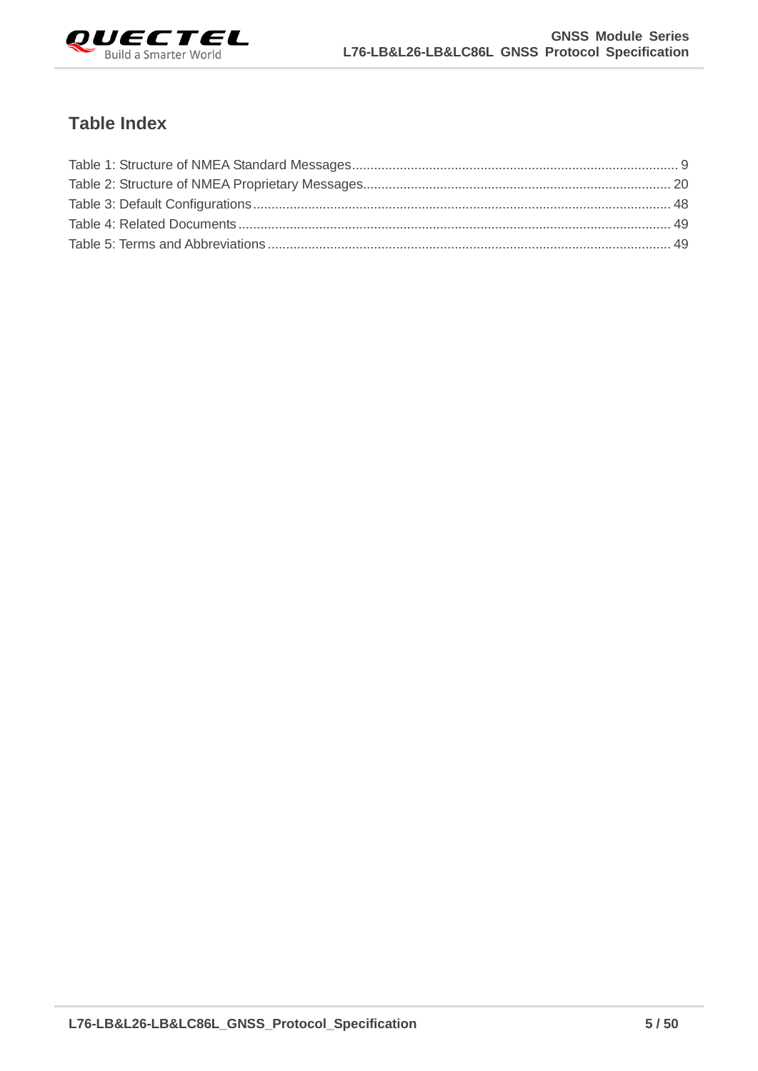## Table Index

Table 1: Structure of NMEA Standard Messages ........................................................................................ 9
Table 2: Structure of NMEA Proprietary Messages.................................................................................. 20
Table 3: Default Configurations................................................................................................................ 48
Table 4: Related Documents..................................................................................................................... 49
Table 5: Terms and Abbreviations ............................................................................................................ 49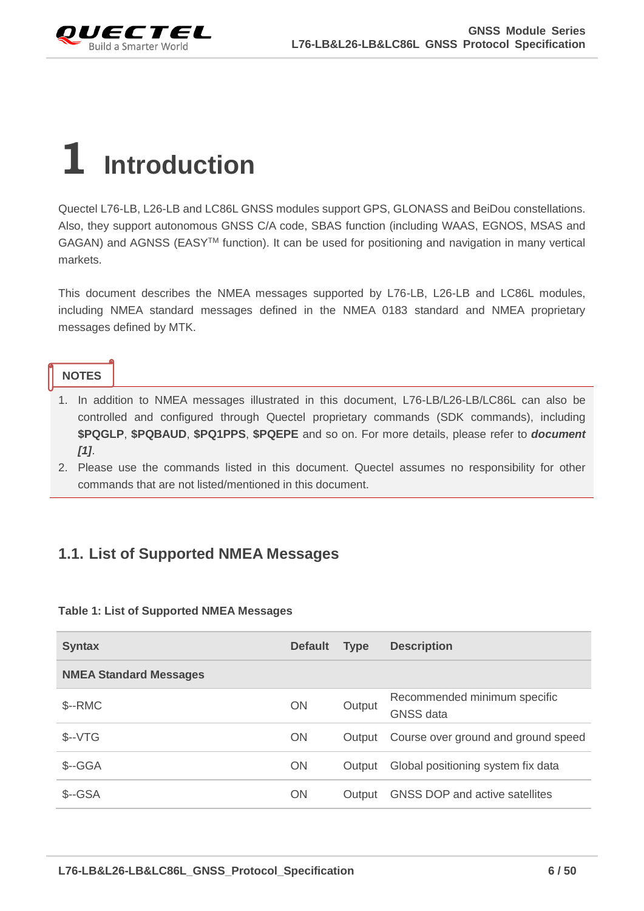# 1 Introduction

Quectel L76-LB, L26-LB and LC86L GNSS modules support GPS, GLONASS and BeiDou constellations. Also, they support autonomous GNSS C/A code, SBAS function (including WAAS, EGNOS, MSAS and GAGAN) and AGNSS (EASY™ function). It can be used for positioning and navigation in many vertical markets.

This document describes the NMEA messages supported by L76-LB, L26-LB and LC86L modules, including NMEA standard messages defined in the NMEA 0183 standard and NMEA proprietary messages defined by MTK.

**NOTES**

1. In addition to NMEA messages illustrated in this document, L76-LB/L26-LB/LC86L can also be controlled and configured through Quectel proprietary commands (SDK commands), including **$PQGLP**, **$PQBAUD**, **$PQ1PPS**, **$PQEPE** and so on. For more details, please refer to ***document [1]***.
2. Please use the commands listed in this document. Quectel assumes no responsibility for other commands that are not listed/mentioned in this document.

## 1.1. List of Supported NMEA Messages

**Table 1: List of Supported NMEA Messages**

| Syntax | Default | Type | Description |
|---|---|---|---|
| **NMEA Standard Messages** | | | |
| $--RMC | ON | Output | Recommended minimum specific GNSS data |
| $--VTG | ON | Output | Course over ground and ground speed |
| $--GGA | ON | Output | Global positioning system fix data |
| $--GSA | ON | Output | GNSS DOP and active satellites |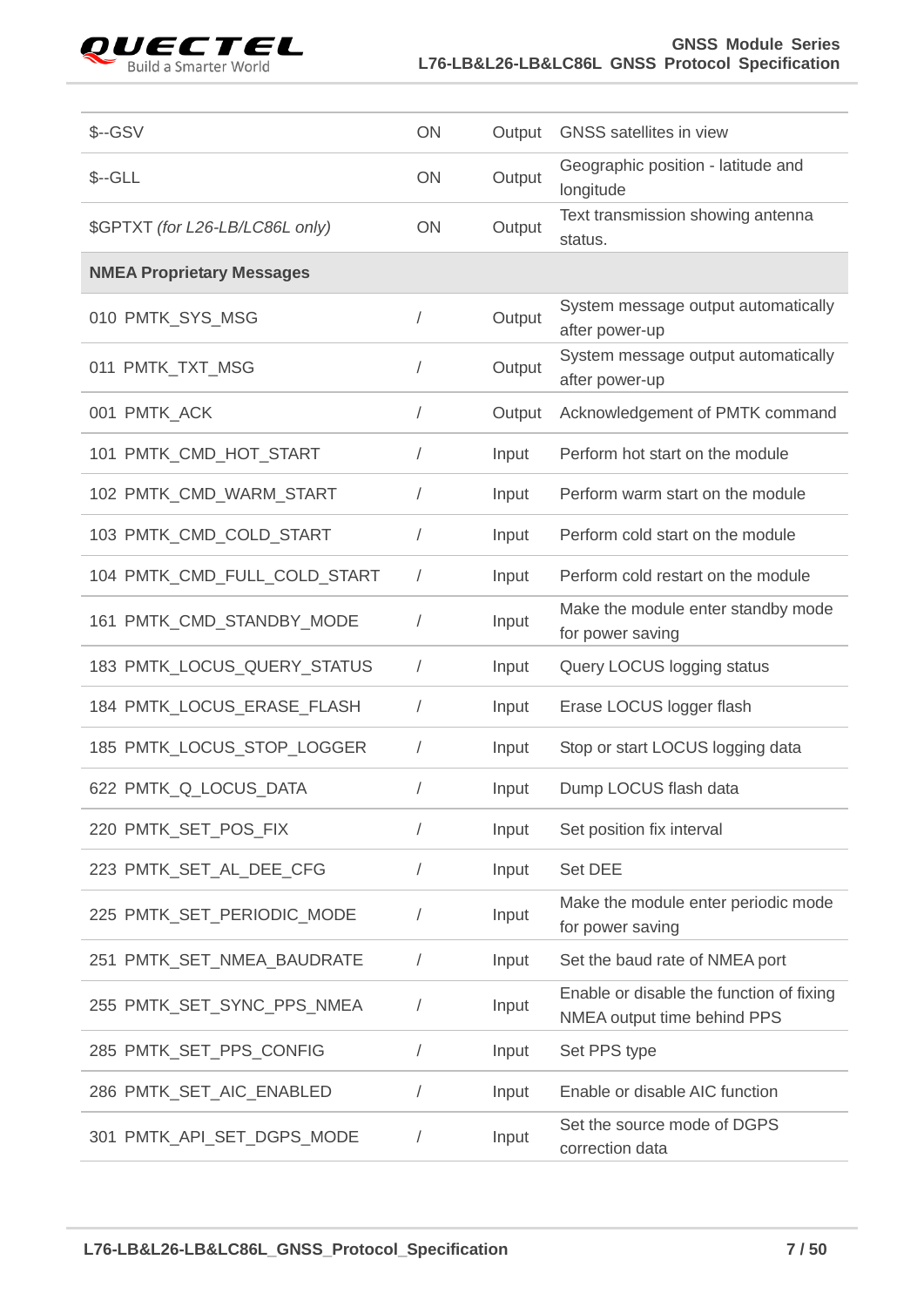| | | | |
|---|---|---|---|
| $--GSV | ON | Output | GNSS satellites in view |
| $--GLL | ON | Output | Geographic position - latitude and longitude |
| $GPTXT *(for L26-LB/LC86L only)* | ON | Output | Text transmission showing antenna status. |
| **NMEA Proprietary Messages** | | | |
| 010 PMTK_SYS_MSG | / | Output | System message output automatically after power-up |
| 011 PMTK_TXT_MSG | / | Output | System message output automatically after power-up |
| 001 PMTK_ACK | / | Output | Acknowledgement of PMTK command |
| 101 PMTK_CMD_HOT_START | / | Input | Perform hot start on the module |
| 102 PMTK_CMD_WARM_START | / | Input | Perform warm start on the module |
| 103 PMTK_CMD_COLD_START | / | Input | Perform cold start on the module |
| 104 PMTK_CMD_FULL_COLD_START | / | Input | Perform cold restart on the module |
| 161 PMTK_CMD_STANDBY_MODE | / | Input | Make the module enter standby mode for power saving |
| 183 PMTK_LOCUS_QUERY_STATUS | / | Input | Query LOCUS logging status |
| 184 PMTK_LOCUS_ERASE_FLASH | / | Input | Erase LOCUS logger flash |
| 185 PMTK_LOCUS_STOP_LOGGER | / | Input | Stop or start LOCUS logging data |
| 622 PMTK_Q_LOCUS_DATA | / | Input | Dump LOCUS flash data |
| 220 PMTK_SET_POS_FIX | / | Input | Set position fix interval |
| 223 PMTK_SET_AL_DEE_CFG | / | Input | Set DEE |
| 225 PMTK_SET_PERIODIC_MODE | / | Input | Make the module enter periodic mode for power saving |
| 251 PMTK_SET_NMEA_BAUDRATE | / | Input | Set the baud rate of NMEA port |
| 255 PMTK_SET_SYNC_PPS_NMEA | / | Input | Enable or disable the function of fixing NMEA output time behind PPS |
| 285 PMTK_SET_PPS_CONFIG | / | Input | Set PPS type |
| 286 PMTK_SET_AIC_ENABLED | / | Input | Enable or disable AIC function |
| 301 PMTK_API_SET_DGPS_MODE | / | Input | Set the source mode of DGPS correction data |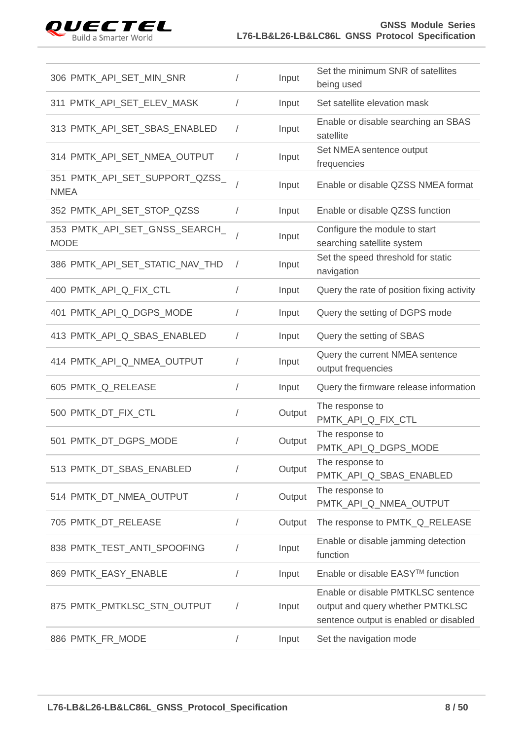| | | | |
|---|---|---|---|
| 306 PMTK_API_SET_MIN_SNR | / | Input | Set the minimum SNR of satellites being used |
| 311 PMTK_API_SET_ELEV_MASK | / | Input | Set satellite elevation mask |
| 313 PMTK_API_SET_SBAS_ENABLED | / | Input | Enable or disable searching an SBAS satellite |
| 314 PMTK_API_SET_NMEA_OUTPUT | / | Input | Set NMEA sentence output frequencies |
| 351 PMTK_API_SET_SUPPORT_QZSS_NMEA | / | Input | Enable or disable QZSS NMEA format |
| 352 PMTK_API_SET_STOP_QZSS | / | Input | Enable or disable QZSS function |
| 353 PMTK_API_SET_GNSS_SEARCH_MODE | / | Input | Configure the module to start searching satellite system |
| 386 PMTK_API_SET_STATIC_NAV_THD | / | Input | Set the speed threshold for static navigation |
| 400 PMTK_API_Q_FIX_CTL | / | Input | Query the rate of position fixing activity |
| 401 PMTK_API_Q_DGPS_MODE | / | Input | Query the setting of DGPS mode |
| 413 PMTK_API_Q_SBAS_ENABLED | / | Input | Query the setting of SBAS |
| 414 PMTK_API_Q_NMEA_OUTPUT | / | Input | Query the current NMEA sentence output frequencies |
| 605 PMTK_Q_RELEASE | / | Input | Query the firmware release information |
| 500 PMTK_DT_FIX_CTL | / | Output | The response to PMTK_API_Q_FIX_CTL |
| 501 PMTK_DT_DGPS_MODE | / | Output | The response to PMTK_API_Q_DGPS_MODE |
| 513 PMTK_DT_SBAS_ENABLED | / | Output | The response to PMTK_API_Q_SBAS_ENABLED |
| 514 PMTK_DT_NMEA_OUTPUT | / | Output | The response to PMTK_API_Q_NMEA_OUTPUT |
| 705 PMTK_DT_RELEASE | / | Output | The response to PMTK_Q_RELEASE |
| 838 PMTK_TEST_ANTI_SPOOFING | / | Input | Enable or disable jamming detection function |
| 869 PMTK_EASY_ENABLE | / | Input | Enable or disable EASY™ function |
| 875 PMTK_PMTKLSC_STN_OUTPUT | / | Input | Enable or disable PMTKLSC sentence output and query whether PMTKLSC sentence output is enabled or disabled |
| 886 PMTK_FR_MODE | / | Input | Set the navigation mode |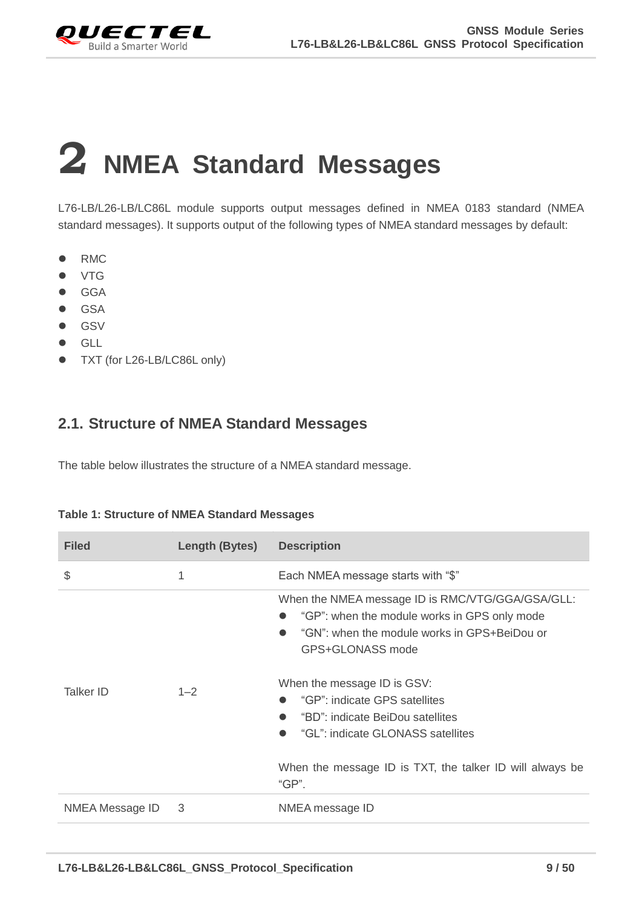# 2 NMEA Standard Messages

L76-LB/L26-LB/LC86L module supports output messages defined in NMEA 0183 standard (NMEA standard messages). It supports output of the following types of NMEA standard messages by default:

- RMC
- VTG
- GGA
- GSA
- GSV
- GLL
- TXT (for L26-LB/LC86L only)

## 2.1. Structure of NMEA Standard Messages

The table below illustrates the structure of a NMEA standard message.

**Table 1: Structure of NMEA Standard Messages**

| Filed | Length (Bytes) | Description |
|---|---|---|
| $ | 1 | Each NMEA message starts with "$" |
| Talker ID | 1–2 | When the NMEA message ID is RMC/VTG/GGA/GSA/GLL:<br>● "GP": when the module works in GPS only mode<br>● "GN": when the module works in GPS+BeiDou or GPS+GLONASS mode<br><br>When the message ID is GSV:<br>● "GP": indicate GPS satellites<br>● "BD": indicate BeiDou satellites<br>● "GL": indicate GLONASS satellites<br><br>When the message ID is TXT, the talker ID will always be "GP". |
| NMEA Message ID | 3 | NMEA message ID |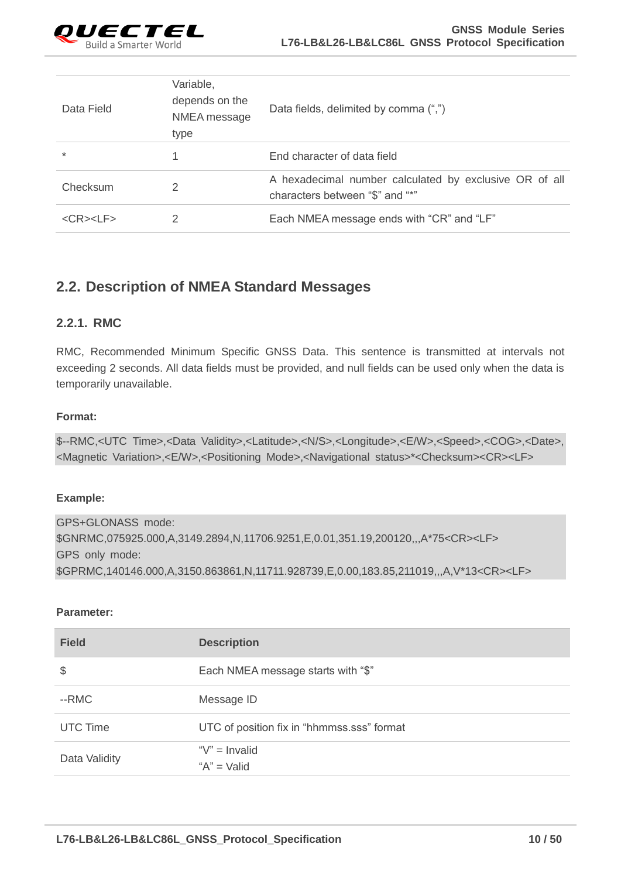| Data Field | Variable, depends on the NMEA message type | Data fields, delimited by comma (",") |
|---|---|---|
| * | 1 | End character of data field |
| Checksum | 2 | A hexadecimal number calculated by exclusive OR of all characters between "$" and "*" |
| <CR><LF> | 2 | Each NMEA message ends with "CR" and "LF" |

## 2.2. Description of NMEA Standard Messages

### 2.2.1. RMC

RMC, Recommended Minimum Specific GNSS Data. This sentence is transmitted at intervals not exceeding 2 seconds. All data fields must be provided, and null fields can be used only when the data is temporarily unavailable.

**Format:**

```
$--RMC,<UTC Time>,<Data Validity>,<Latitude>,<N/S>,<Longitude>,<E/W>,<Speed>,<COG>,<Date>,
<Magnetic Variation>,<E/W>,<Positioning Mode>,<Navigational status>*<Checksum><CR><LF>
```

**Example:**

```
GPS+GLONASS mode:
$GNRMC,075925.000,A,3149.2894,N,11706.9251,E,0.01,351.19,200120,,,A*75<CR><LF>
GPS only mode:
$GPRMC,140146.000,A,3150.863861,N,11711.928739,E,0.00,183.85,211019,,,A,V*13<CR><LF>
```

**Parameter:**

| Field | Description |
|---|---|
| $ | Each NMEA message starts with "$" |
| --RMC | Message ID |
| UTC Time | UTC of position fix in "hhmmss.sss" format |
| Data Validity | "V" = Invalid<br>"A" = Valid |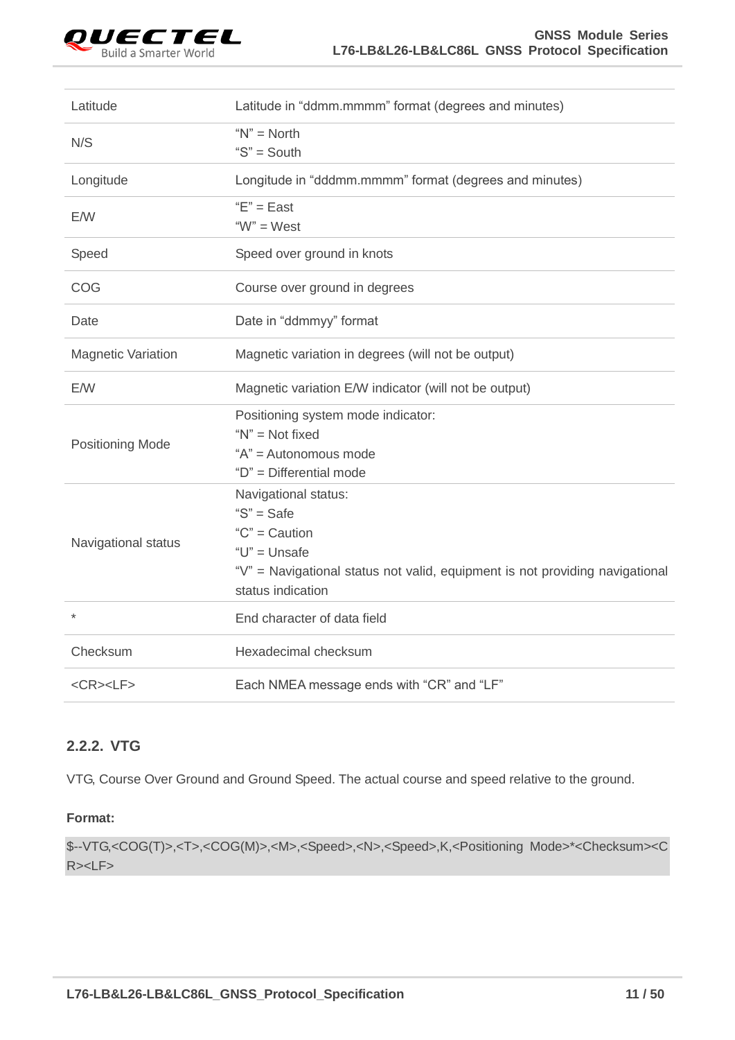| | |
|---|---|
| Latitude | Latitude in “ddmm.mmmm” format (degrees and minutes) |
| N/S | “N” = North<br>“S” = South |
| Longitude | Longitude in “dddmm.mmmm” format (degrees and minutes) |
| E/W | “E” = East<br>“W” = West |
| Speed | Speed over ground in knots |
| COG | Course over ground in degrees |
| Date | Date in “ddmmyy” format |
| Magnetic Variation | Magnetic variation in degrees (will not be output) |
| E/W | Magnetic variation E/W indicator (will not be output) |
| Positioning Mode | Positioning system mode indicator:<br>“N” = Not fixed<br>“A” = Autonomous mode<br>“D” = Differential mode |
| Navigational status | Navigational status:<br>“S” = Safe<br>“C” = Caution<br>“U” = Unsafe<br>“V” = Navigational status not valid, equipment is not providing navigational status indication |
| * | End character of data field |
| Checksum | Hexadecimal checksum |
| <CR><LF> | Each NMEA message ends with “CR” and “LF” |

### 2.2.2. VTG

VTG, Course Over Ground and Ground Speed. The actual course and speed relative to the ground.

**Format:**

```
$--VTG,<COG(T)>,<T>,<COG(M)>,<M>,<Speed>,<N>,<Speed>,K,<Positioning Mode>*<Checksum><CR><LF>
```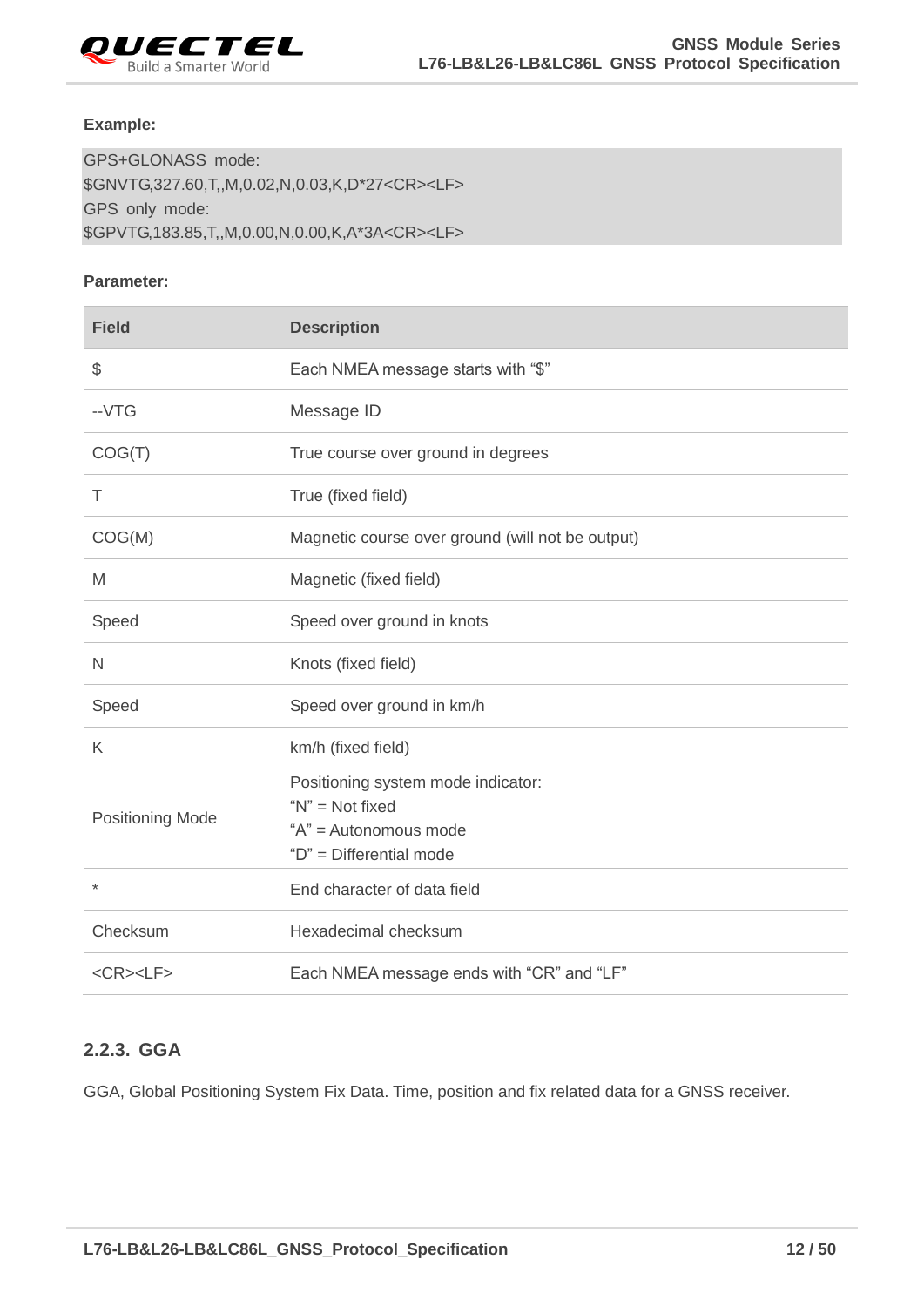**Example:**

```
GPS+GLONASS mode:
$GNVTG,327.60,T,,M,0.02,N,0.03,K,D*27<CR><LF>
GPS only mode:
$GPVTG,183.85,T,,M,0.00,N,0.00,K,A*3A<CR><LF>
```

**Parameter:**

| Field | Description |
|---|---|
| $ | Each NMEA message starts with "$" |
| --VTG | Message ID |
| COG(T) | True course over ground in degrees |
| T | True (fixed field) |
| COG(M) | Magnetic course over ground (will not be output) |
| M | Magnetic (fixed field) |
| Speed | Speed over ground in knots |
| N | Knots (fixed field) |
| Speed | Speed over ground in km/h |
| K | km/h (fixed field) |
| Positioning Mode | Positioning system mode indicator:<br>"N" = Not fixed<br>"A" = Autonomous mode<br>"D" = Differential mode |
| * | End character of data field |
| Checksum | Hexadecimal checksum |
| <CR><LF> | Each NMEA message ends with "CR" and "LF" |

### 2.2.3. GGA

GGA, Global Positioning System Fix Data. Time, position and fix related data for a GNSS receiver.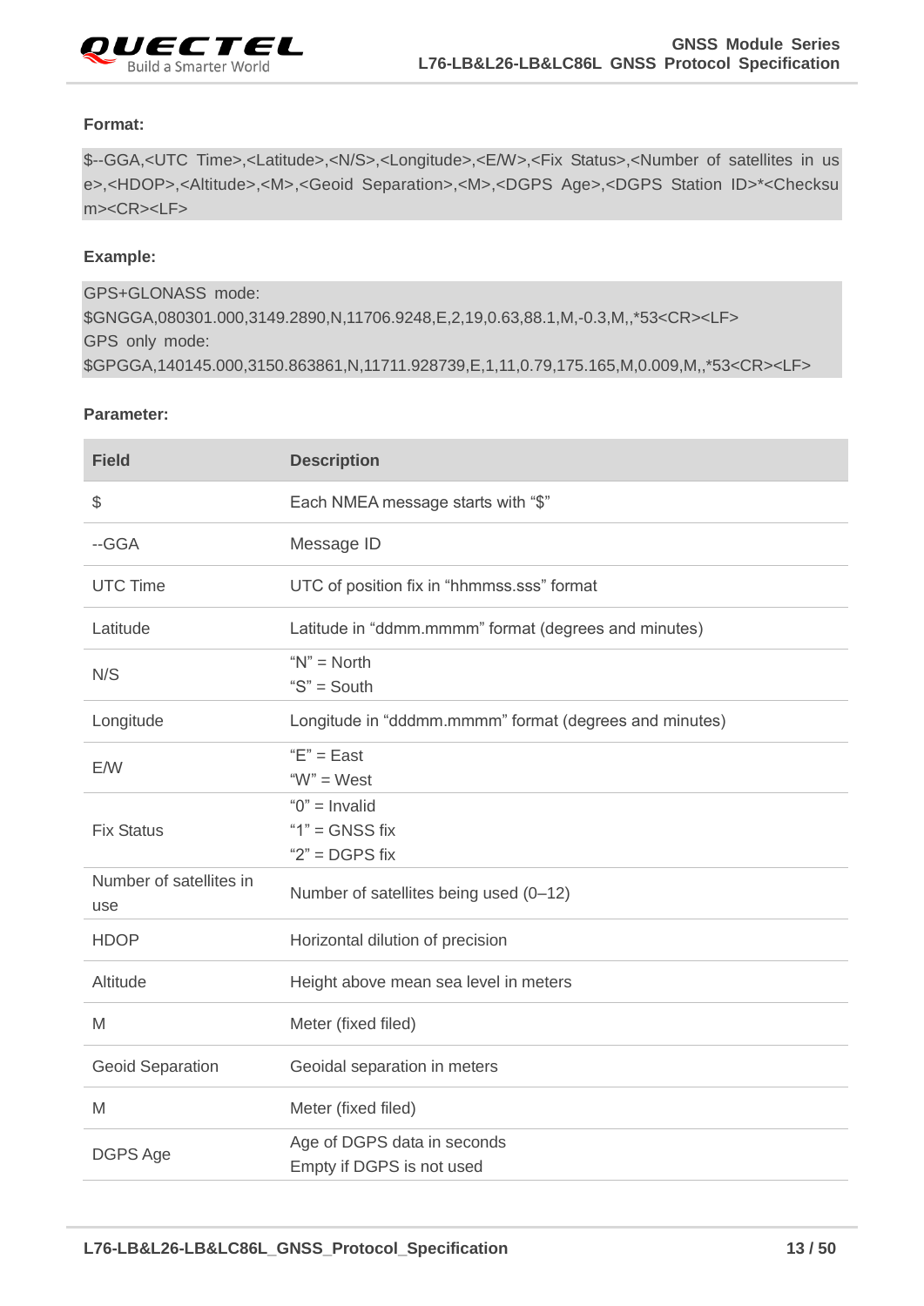**Format:**

```
$--GGA,<UTC Time>,<Latitude>,<N/S>,<Longitude>,<E/W>,<Fix Status>,<Number of satellites in use>,<HDOP>,<Altitude>,<M>,<Geoid Separation>,<M>,<DGPS Age>,<DGPS Station ID>*<Checksum><CR><LF>
```

**Example:**

```
GPS+GLONASS mode:
$GNGGA,080301.000,3149.2890,N,11706.9248,E,2,19,0.63,88.1,M,-0.3,M,,*53<CR><LF>
GPS only mode:
$GPGGA,140145.000,3150.863861,N,11711.928739,E,1,11,0.79,175.165,M,0.009,M,,*53<CR><LF>
```

**Parameter:**

| Field | Description |
|---|---|
| $ | Each NMEA message starts with "$" |
| --GGA | Message ID |
| UTC Time | UTC of position fix in "hhmmss.sss" format |
| Latitude | Latitude in "ddmm.mmmm" format (degrees and minutes) |
| N/S | "N" = North<br>"S" = South |
| Longitude | Longitude in "dddmm.mmmm" format (degrees and minutes) |
| E/W | "E" = East<br>"W" = West |
| Fix Status | "0" = Invalid<br>"1" = GNSS fix<br>"2" = DGPS fix |
| Number of satellites in use | Number of satellites being used (0–12) |
| HDOP | Horizontal dilution of precision |
| Altitude | Height above mean sea level in meters |
| M | Meter (fixed filed) |
| Geoid Separation | Geoidal separation in meters |
| M | Meter (fixed filed) |
| DGPS Age | Age of DGPS data in seconds<br>Empty if DGPS is not used |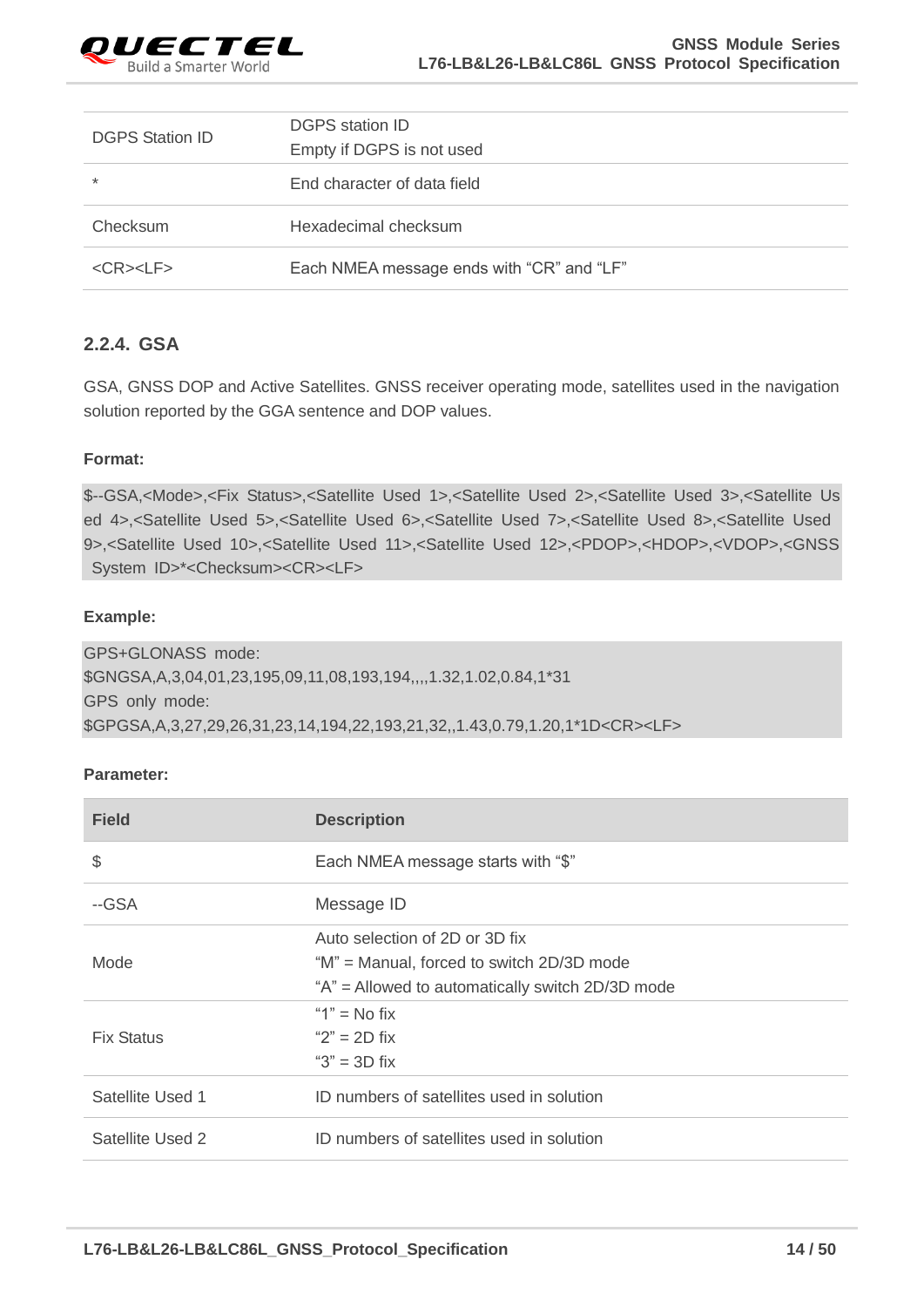| | |
|---|---|
| DGPS Station ID | DGPS station ID<br>Empty if DGPS is not used |
| * | End character of data field |
| Checksum | Hexadecimal checksum |
| <CR><LF> | Each NMEA message ends with “CR” and “LF” |

### 2.2.4. GSA

GSA, GNSS DOP and Active Satellites. GNSS receiver operating mode, satellites used in the navigation solution reported by the GGA sentence and DOP values.

**Format:**

```
$--GSA,<Mode>,<Fix Status>,<Satellite Used 1>,<Satellite Used 2>,<Satellite Used 3>,<Satellite Used 4>,<Satellite Used 5>,<Satellite Used 6>,<Satellite Used 7>,<Satellite Used 8>,<Satellite Used 9>,<Satellite Used 10>,<Satellite Used 11>,<Satellite Used 12>,<PDOP>,<HDOP>,<VDOP>,<GNSS System ID>*<Checksum><CR><LF>
```

**Example:**

```
GPS+GLONASS mode:
$GNGSA,A,3,04,01,23,195,09,11,08,193,194,,,,1.32,1.02,0.84,1*31
GPS only mode:
$GPGSA,A,3,27,29,26,31,23,14,194,22,193,21,32,,1.43,0.79,1.20,1*1D<CR><LF>
```

**Parameter:**

| Field | Description |
|---|---|
| $ | Each NMEA message starts with “$” |
| --GSA | Message ID |
| Mode | Auto selection of 2D or 3D fix<br>“M” = Manual, forced to switch 2D/3D mode<br>“A” = Allowed to automatically switch 2D/3D mode |
| Fix Status | “1” = No fix<br>“2” = 2D fix<br>“3” = 3D fix |
| Satellite Used 1 | ID numbers of satellites used in solution |
| Satellite Used 2 | ID numbers of satellites used in solution |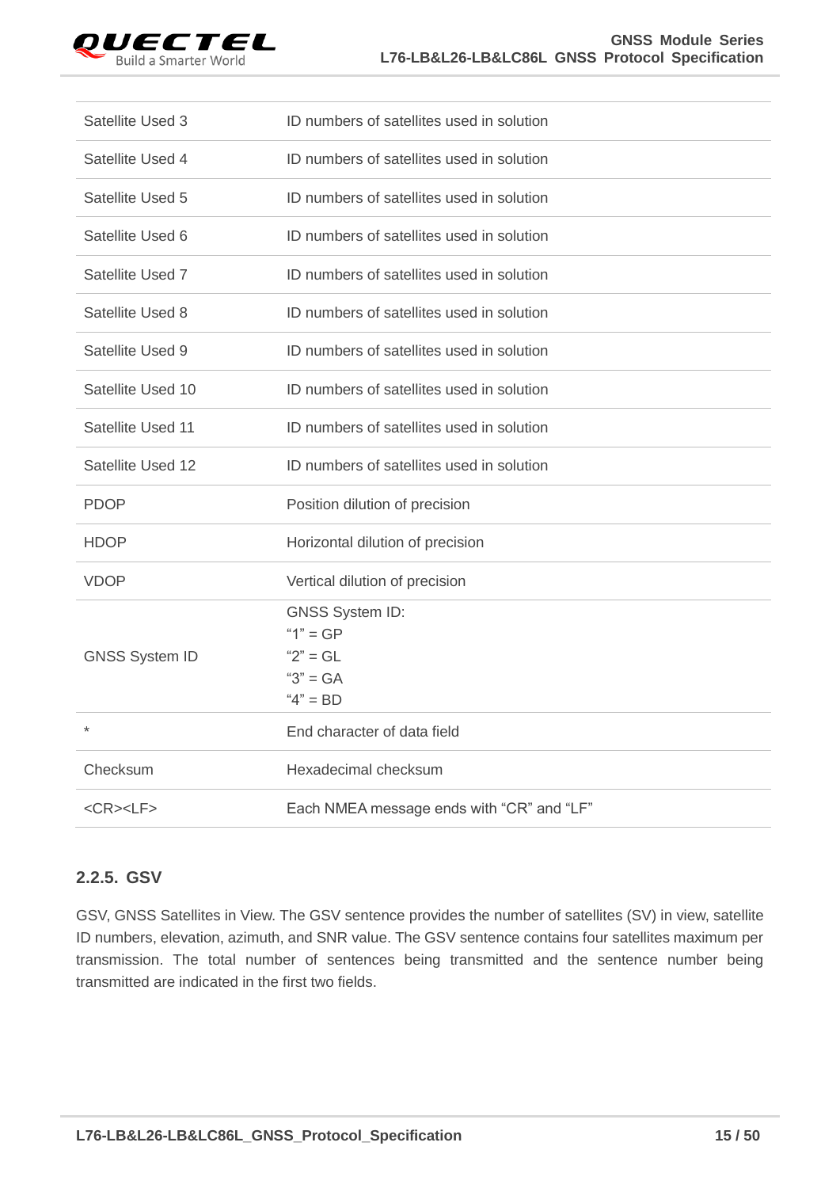| | |
|---|---|
| Satellite Used 3 | ID numbers of satellites used in solution |
| Satellite Used 4 | ID numbers of satellites used in solution |
| Satellite Used 5 | ID numbers of satellites used in solution |
| Satellite Used 6 | ID numbers of satellites used in solution |
| Satellite Used 7 | ID numbers of satellites used in solution |
| Satellite Used 8 | ID numbers of satellites used in solution |
| Satellite Used 9 | ID numbers of satellites used in solution |
| Satellite Used 10 | ID numbers of satellites used in solution |
| Satellite Used 11 | ID numbers of satellites used in solution |
| Satellite Used 12 | ID numbers of satellites used in solution |
| PDOP | Position dilution of precision |
| HDOP | Horizontal dilution of precision |
| VDOP | Vertical dilution of precision |
| GNSS System ID | GNSS System ID:<br>"1" = GP<br>"2" = GL<br>"3" = GA<br>"4" = BD |
| * | End character of data field |
| Checksum | Hexadecimal checksum |
| <CR><LF> | Each NMEA message ends with "CR" and "LF" |

### 2.2.5. GSV

GSV, GNSS Satellites in View. The GSV sentence provides the number of satellites (SV) in view, satellite ID numbers, elevation, azimuth, and SNR value. The GSV sentence contains four satellites maximum per transmission. The total number of sentences being transmitted and the sentence number being transmitted are indicated in the first two fields.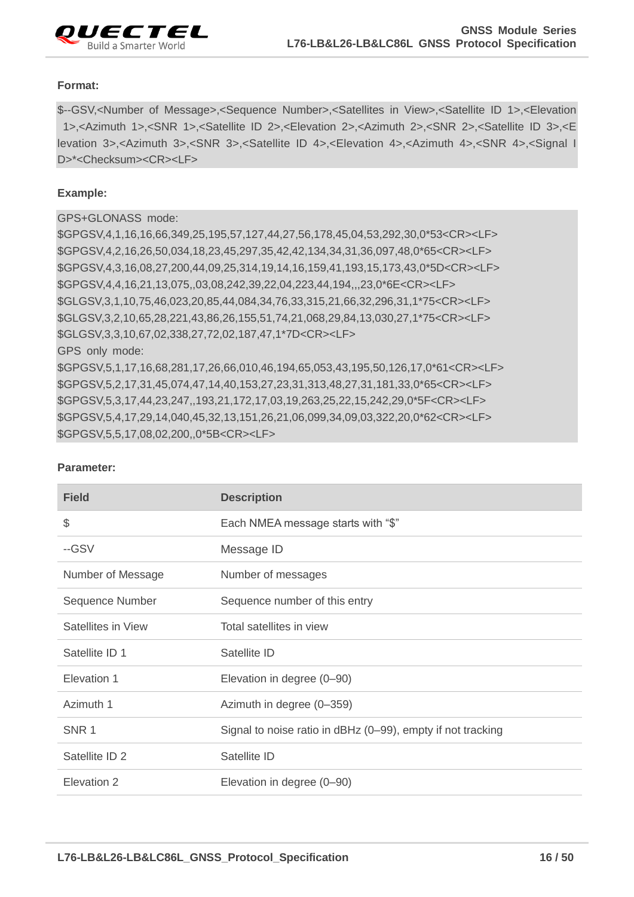**Format:**

```
$--GSV,<Number of Message>,<Sequence Number>,<Satellites in View>,<Satellite ID 1>,<Elevation 1>,<Azimuth 1>,<SNR 1>,<Satellite ID 2>,<Elevation 2>,<Azimuth 2>,<SNR 2>,<Satellite ID 3>,<Elevation 3>,<Azimuth 3>,<SNR 3>,<Satellite ID 4>,<Elevation 4>,<Azimuth 4>,<SNR 4>,<Signal ID>*<Checksum><CR><LF>
```

**Example:**

```
GPS+GLONASS mode:
$GPGSV,4,1,16,16,66,349,25,195,57,127,44,27,56,178,45,04,53,292,30,0*53<CR><LF>
$GPGSV,4,2,16,26,50,034,18,23,45,297,35,42,42,134,34,31,36,097,48,0*65<CR><LF>
$GPGSV,4,3,16,08,27,200,44,09,25,314,19,14,16,159,41,193,15,173,43,0*5D<CR><LF>
$GPGSV,4,4,16,21,13,075,,03,08,242,39,22,04,223,44,194,,,23,0*6E<CR><LF>
$GLGSV,3,1,10,75,46,023,20,85,44,084,34,76,33,315,21,66,32,296,31,1*75<CR><LF>
$GLGSV,3,2,10,65,28,221,43,86,26,155,51,74,21,068,29,84,13,030,27,1*75<CR><LF>
$GLGSV,3,3,10,67,02,338,27,72,02,187,47,1*7D<CR><LF>
GPS only mode:
$GPGSV,5,1,17,16,68,281,17,26,66,010,46,194,65,053,43,195,50,126,17,0*61<CR><LF>
$GPGSV,5,2,17,31,45,074,47,14,40,153,27,23,31,313,48,27,31,181,33,0*65<CR><LF>
$GPGSV,5,3,17,44,23,247,,193,21,172,17,03,19,263,25,22,15,242,29,0*5F<CR><LF>
$GPGSV,5,4,17,29,14,040,45,32,13,151,26,21,06,099,34,09,03,322,20,0*62<CR><LF>
$GPGSV,5,5,17,08,02,200,,0*5B<CR><LF>
```

**Parameter:**

| Field | Description |
|---|---|
| $ | Each NMEA message starts with “$” |
| --GSV | Message ID |
| Number of Message | Number of messages |
| Sequence Number | Sequence number of this entry |
| Satellites in View | Total satellites in view |
| Satellite ID 1 | Satellite ID |
| Elevation 1 | Elevation in degree (0–90) |
| Azimuth 1 | Azimuth in degree (0–359) |
| SNR 1 | Signal to noise ratio in dBHz (0–99), empty if not tracking |
| Satellite ID 2 | Satellite ID |
| Elevation 2 | Elevation in degree (0–90) |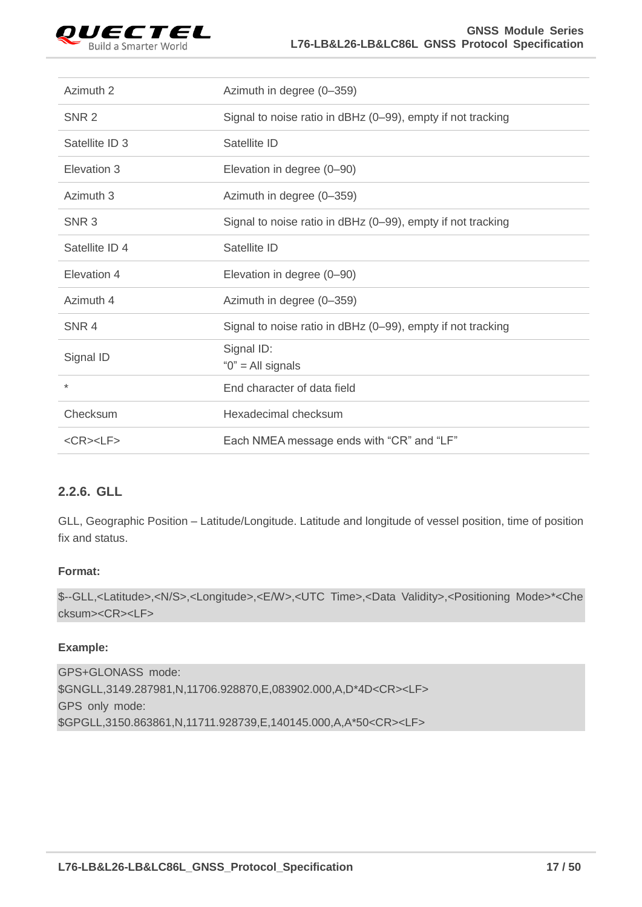| | |
|---|---|
| Azimuth 2 | Azimuth in degree (0–359) |
| SNR 2 | Signal to noise ratio in dBHz (0–99), empty if not tracking |
| Satellite ID 3 | Satellite ID |
| Elevation 3 | Elevation in degree (0–90) |
| Azimuth 3 | Azimuth in degree (0–359) |
| SNR 3 | Signal to noise ratio in dBHz (0–99), empty if not tracking |
| Satellite ID 4 | Satellite ID |
| Elevation 4 | Elevation in degree (0–90) |
| Azimuth 4 | Azimuth in degree (0–359) |
| SNR 4 | Signal to noise ratio in dBHz (0–99), empty if not tracking |
| Signal ID | Signal ID:<br>"0" = All signals |
| * | End character of data field |
| Checksum | Hexadecimal checksum |
| <CR><LF> | Each NMEA message ends with "CR" and "LF" |

### 2.2.6. GLL

GLL, Geographic Position – Latitude/Longitude. Latitude and longitude of vessel position, time of position fix and status.

**Format:**

```
$--GLL,<Latitude>,<N/S>,<Longitude>,<E/W>,<UTC Time>,<Data Validity>,<Positioning Mode>*<Checksum><CR><LF>
```

**Example:**

```
GPS+GLONASS mode:
$GNGLL,3149.287981,N,11706.928870,E,083902.000,A,D*4D<CR><LF>
GPS only mode:
$GPGLL,3150.863861,N,11711.928739,E,140145.000,A,A*50<CR><LF>
```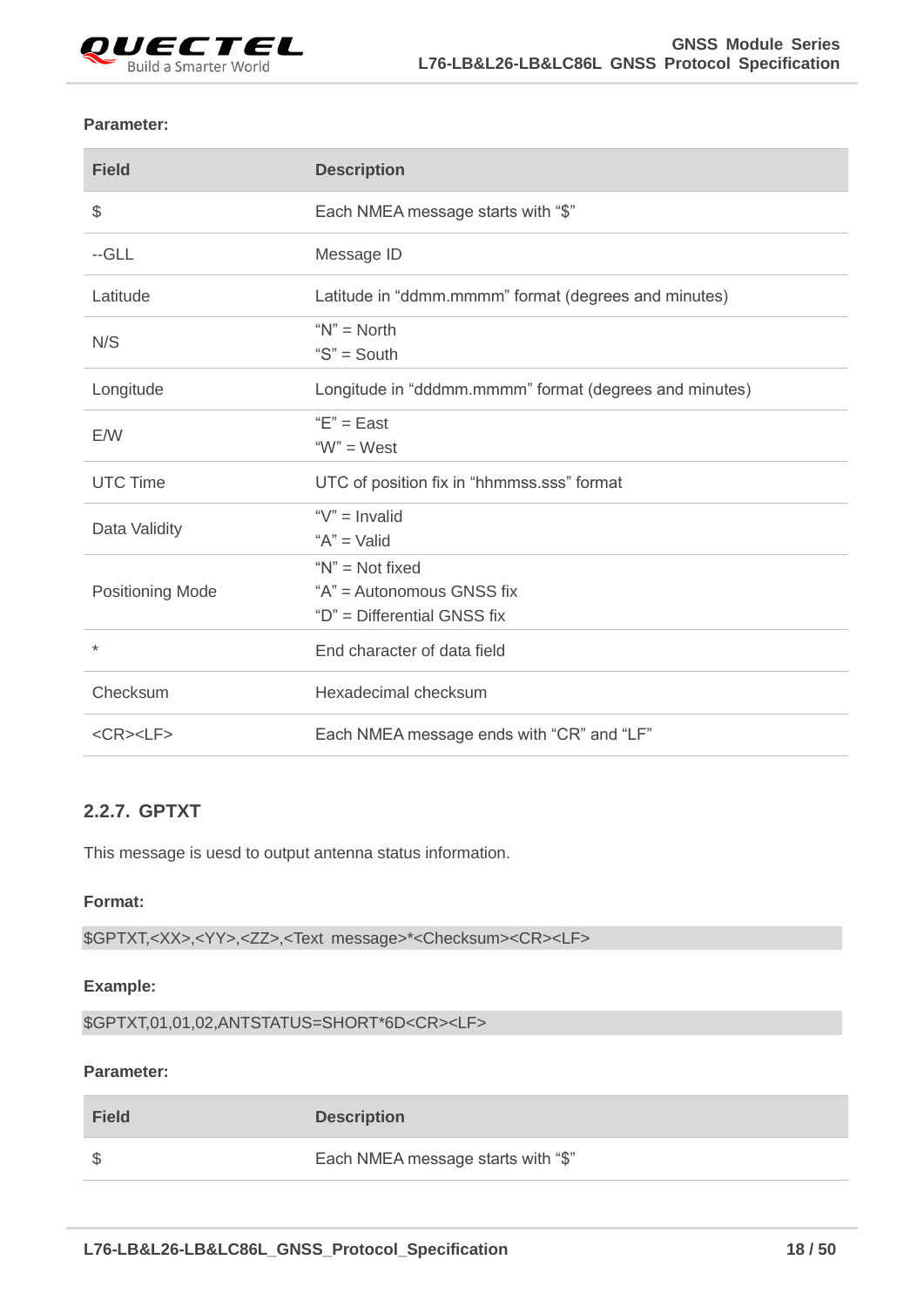**Parameter:**

| Field | Description |
|---|---|
| $ | Each NMEA message starts with "$" |
| --GLL | Message ID |
| Latitude | Latitude in "ddmm.mmmm" format (degrees and minutes) |
| N/S | "N" = North<br>"S" = South |
| Longitude | Longitude in "dddmm.mmmm" format (degrees and minutes) |
| E/W | "E" = East<br>"W" = West |
| UTC Time | UTC of position fix in "hhmmss.sss" format |
| Data Validity | "V" = Invalid<br>"A" = Valid |
| Positioning Mode | "N" = Not fixed<br>"A" = Autonomous GNSS fix<br>"D" = Differential GNSS fix |
| * | End character of data field |
| Checksum | Hexadecimal checksum |
| <CR><LF> | Each NMEA message ends with "CR" and "LF" |

### 2.2.7. GPTXT

This message is uesd to output antenna status information.

**Format:**

```
$GPTXT,<XX>,<YY>,<ZZ>,<Text message>*<Checksum><CR><LF>
```

**Example:**

```
$GPTXT,01,01,02,ANTSTATUS=SHORT*6D<CR><LF>
```

**Parameter:**

| Field | Description |
|---|---|
| $ | Each NMEA message starts with "$" |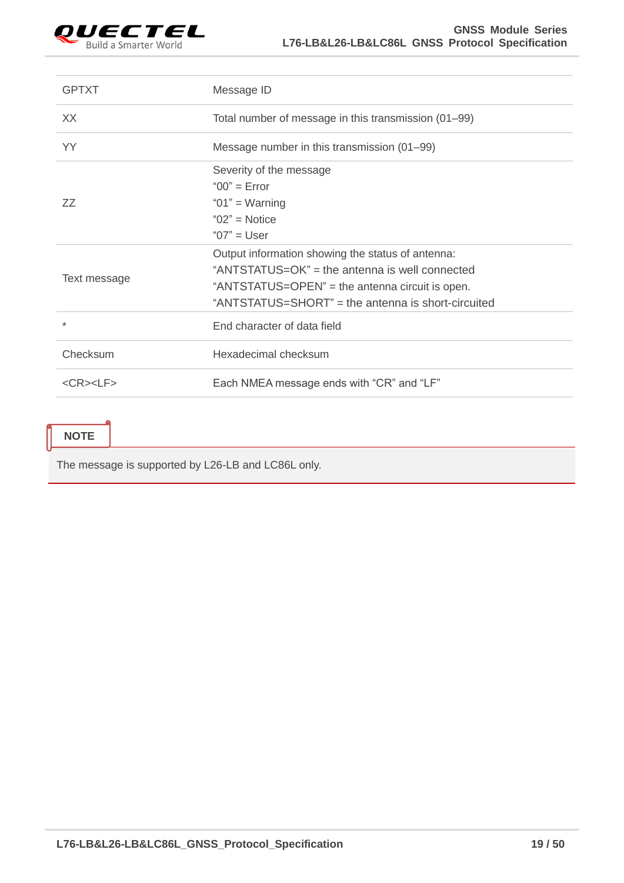| | |
|---|---|
| GPTXT | Message ID |
| XX | Total number of message in this transmission (01–99) |
| YY | Message number in this transmission (01–99) |
| ZZ | Severity of the message<br>"00" = Error<br>"01" = Warning<br>"02" = Notice<br>"07" = User |
| Text message | Output information showing the status of antenna:<br>"ANTSTATUS=OK" = the antenna is well connected<br>"ANTSTATUS=OPEN" = the antenna circuit is open.<br>"ANTSTATUS=SHORT" = the antenna is short-circuited |
| * | End character of data field |
| Checksum | Hexadecimal checksum |
| <CR><LF> | Each NMEA message ends with "CR" and "LF" |

**NOTE**

The message is supported by L26-LB and LC86L only.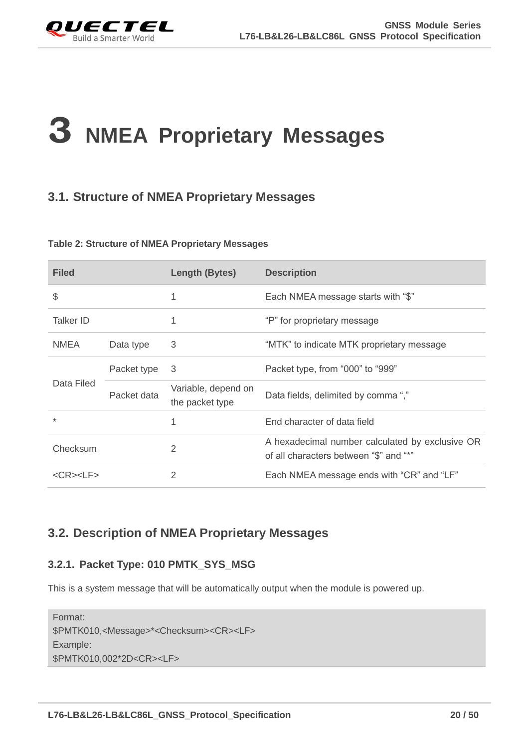# 3 NMEA Proprietary Messages

## 3.1. Structure of NMEA Proprietary Messages

**Table 2: Structure of NMEA Proprietary Messages**

| Filed | | Length (Bytes) | Description |
|---|---|---|---|
| $ | | 1 | Each NMEA message starts with "$" |
| Talker ID | | 1 | "P" for proprietary message |
| NMEA | Data type | 3 | "MTK" to indicate MTK proprietary message |
| Data Filed | Packet type | 3 | Packet type, from "000" to "999" |
| | Packet data | Variable, depend on the packet type | Data fields, delimited by comma "," |
| * | | 1 | End character of data field |
| Checksum | | 2 | A hexadecimal number calculated by exclusive OR of all characters between "$" and "*" |
| <CR><LF> | | 2 | Each NMEA message ends with "CR" and "LF" |

## 3.2. Description of NMEA Proprietary Messages

### 3.2.1. Packet Type: 010 PMTK_SYS_MSG

This is a system message that will be automatically output when the module is powered up.

```
Format:
$PMTK010,<Message>*<Checksum><CR><LF>
Example:
$PMTK010,002*2D<CR><LF>
```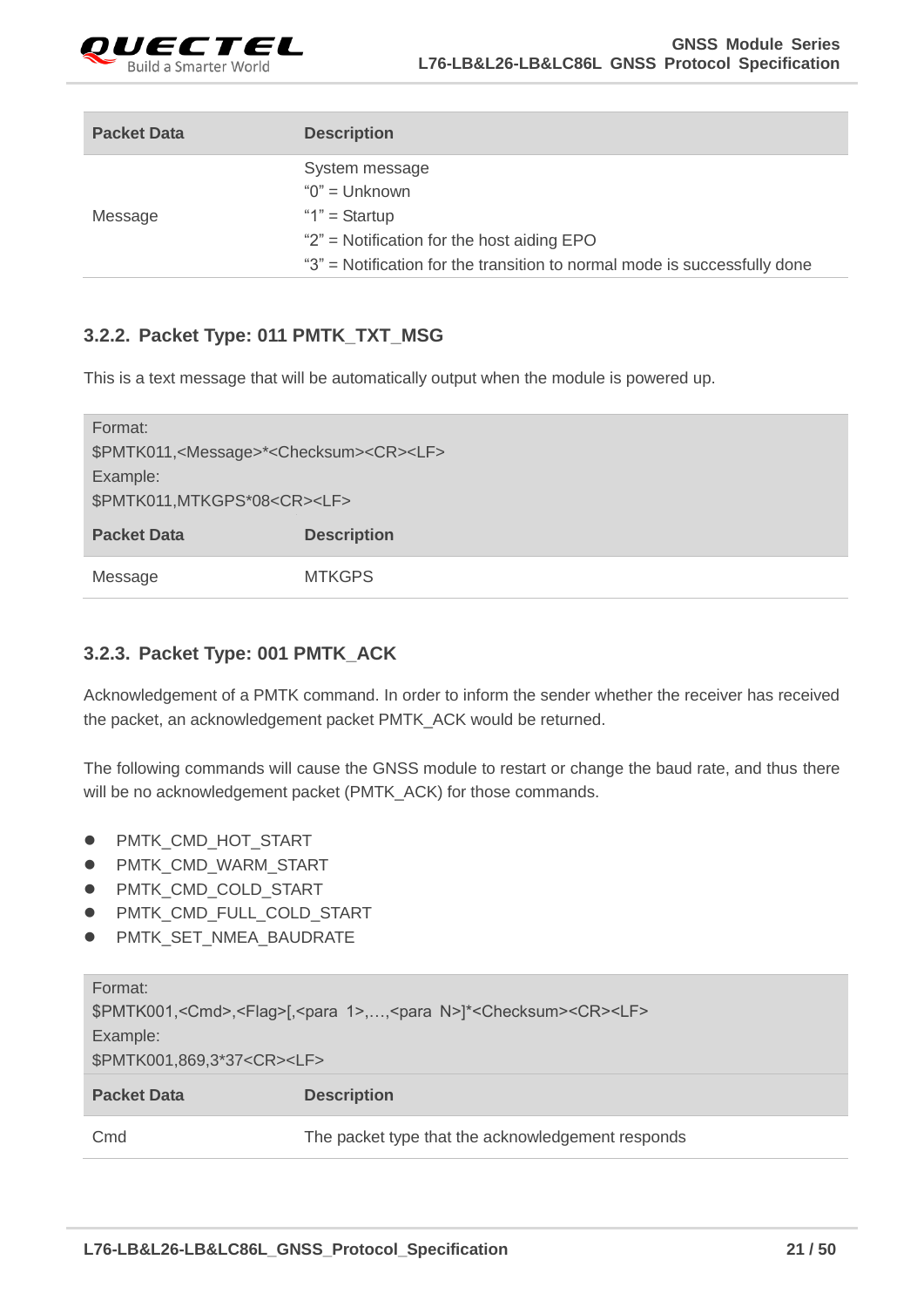| Packet Data | Description |
|---|---|
| Message | System message<br>"0" = Unknown<br>"1" = Startup<br>"2" = Notification for the host aiding EPO<br>"3" = Notification for the transition to normal mode is successfully done |

### 3.2.2. Packet Type: 011 PMTK_TXT_MSG

This is a text message that will be automatically output when the module is powered up.

| Format:<br>$PMTK011,<Message>*<Checksum><CR><LF><br>Example:<br>$PMTK011,MTKGPS*08<CR><LF> | |
|---|---|
| **Packet Data** | **Description** |
| Message | MTKGPS |

### 3.2.3. Packet Type: 001 PMTK_ACK

Acknowledgement of a PMTK command. In order to inform the sender whether the receiver has received the packet, an acknowledgement packet PMTK_ACK would be returned.

The following commands will cause the GNSS module to restart or change the baud rate, and thus there will be no acknowledgement packet (PMTK_ACK) for those commands.

- PMTK_CMD_HOT_START
- PMTK_CMD_WARM_START
- PMTK_CMD_COLD_START
- PMTK_CMD_FULL_COLD_START
- PMTK_SET_NMEA_BAUDRATE

| Format:<br>$PMTK001,<Cmd>,<Flag>[,<para 1>,…,<para N>]*<Checksum><CR><LF><br>Example:<br>$PMTK001,869,3*37<CR><LF> | |
|---|---|
| **Packet Data** | **Description** |
| Cmd | The packet type that the acknowledgement responds |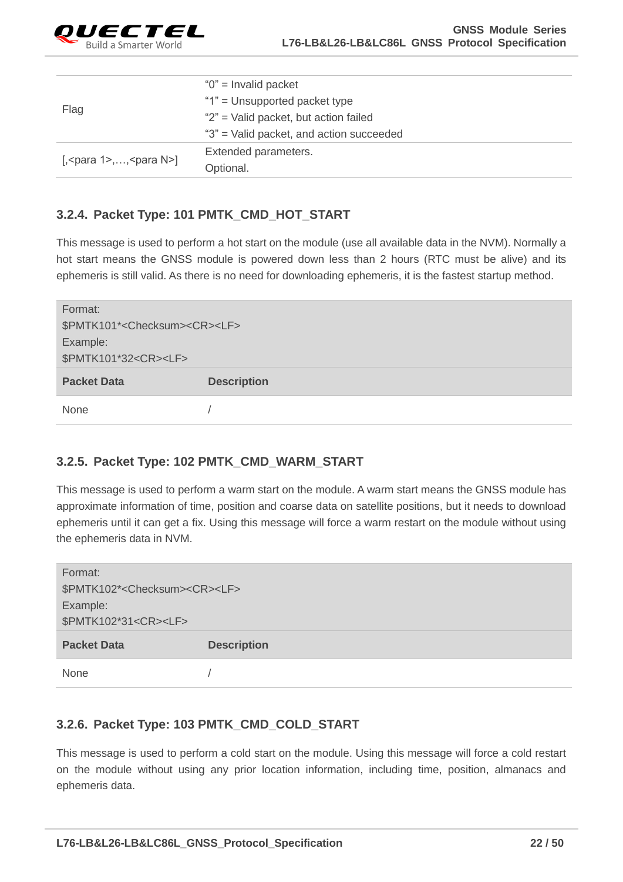| | |
|---|---|
| Flag | "0" = Invalid packet<br>"1" = Unsupported packet type<br>"2" = Valid packet, but action failed<br>"3" = Valid packet, and action succeeded |
| [,<para 1>,…,<para N>] | Extended parameters.<br>Optional. |

### 3.2.4. Packet Type: 101 PMTK_CMD_HOT_START

This message is used to perform a hot start on the module (use all available data in the NVM). Normally a hot start means the GNSS module is powered down less than 2 hours (RTC must be alive) and its ephemeris is still valid. As there is no need for downloading ephemeris, it is the fastest startup method.

| Format:<br>$PMTK101*<Checksum><CR><LF><br>Example:<br>$PMTK101*32<CR><LF> | |
|---|---|
| **Packet Data** | **Description** |
| None | / |

### 3.2.5. Packet Type: 102 PMTK_CMD_WARM_START

This message is used to perform a warm start on the module. A warm start means the GNSS module has approximate information of time, position and coarse data on satellite positions, but it needs to download ephemeris until it can get a fix. Using this message will force a warm restart on the module without using the ephemeris data in NVM.

| Format:<br>$PMTK102*<Checksum><CR><LF><br>Example:<br>$PMTK102*31<CR><LF> | |
|---|---|
| **Packet Data** | **Description** |
| None | / |

### 3.2.6. Packet Type: 103 PMTK_CMD_COLD_START

This message is used to perform a cold start on the module. Using this message will force a cold restart on the module without using any prior location information, including time, position, almanacs and ephemeris data.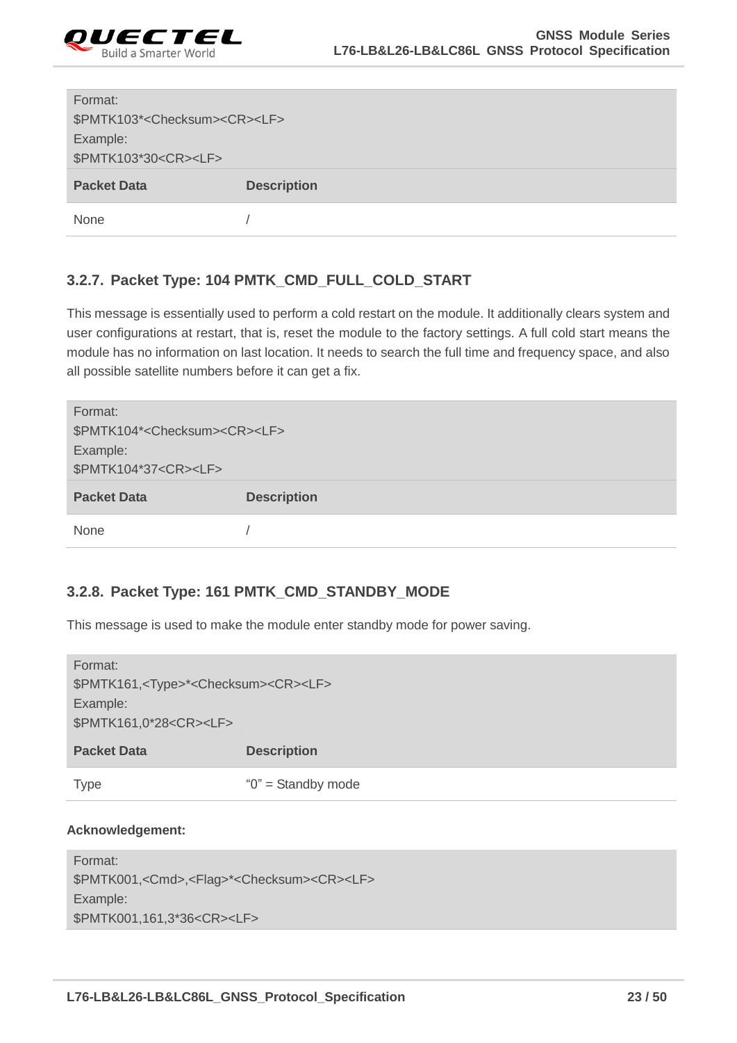| Format:<br>$PMTK103*<Checksum><CR><LF><br>Example:<br>$PMTK103*30<CR><LF> | |
|---|---|
| **Packet Data** | **Description** |
| None | / |

### 3.2.7. Packet Type: 104 PMTK_CMD_FULL_COLD_START

This message is essentially used to perform a cold restart on the module. It additionally clears system and user configurations at restart, that is, reset the module to the factory settings. A full cold start means the module has no information on last location. It needs to search the full time and frequency space, and also all possible satellite numbers before it can get a fix.

| Format:<br>$PMTK104*<Checksum><CR><LF><br>Example:<br>$PMTK104*37<CR><LF> | |
|---|---|
| **Packet Data** | **Description** |
| None | / |

### 3.2.8. Packet Type: 161 PMTK_CMD_STANDBY_MODE

This message is used to make the module enter standby mode for power saving.

| Format:<br>$PMTK161,<Type>*<Checksum><CR><LF><br>Example:<br>$PMTK161,0*28<CR><LF> | |
|---|---|
| **Packet Data** | **Description** |
| Type | "0" = Standby mode |

**Acknowledgement:**

| Format:<br>$PMTK001,<Cmd>,<Flag>*<Checksum><CR><LF><br>Example:<br>$PMTK001,161,3*36<CR><LF> |
|---|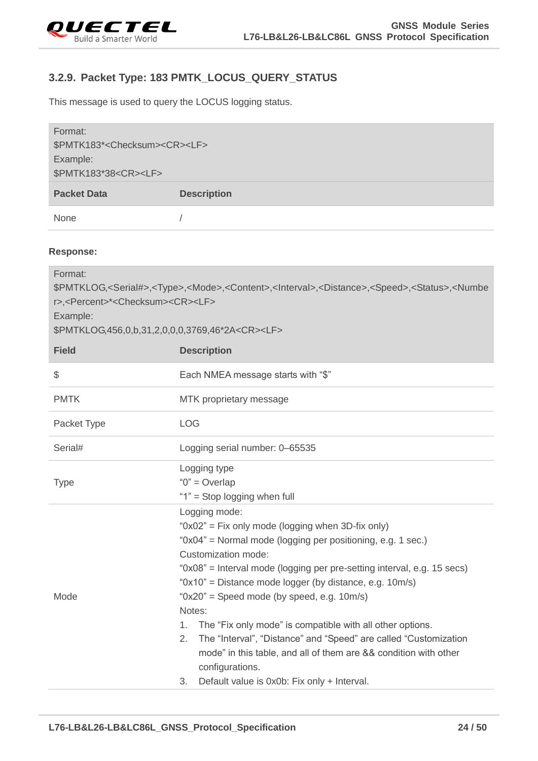### 3.2.9. Packet Type: 183 PMTK_LOCUS_QUERY_STATUS

This message is used to query the LOCUS logging status.

| Format:<br>$PMTK183*<Checksum><CR><LF><br>Example:<br>$PMTK183*38<CR><LF> | |
|---|---|
| **Packet Data** | **Description** |
| None | / |

**Response:**

| Format:<br>$PMTKLOG,<Serial#>,<Type>,<Mode>,<Content>,<Interval>,<Distance>,<Speed>,<Status>,<Number>,<Percent>*<Checksum><CR><LF><br>Example:<br>$PMTKLOG,456,0,b,31,2,0,0,0,3769,46*2A<CR><LF> | |
|---|---|
| **Field** | **Description** |
| $ | Each NMEA message starts with "$" |
| PMTK | MTK proprietary message |
| Packet Type | LOG |
| Serial# | Logging serial number: 0–65535 |
| Type | Logging type<br>"0" = Overlap<br>"1" = Stop logging when full |
| Mode | Logging mode:<br>"0x02" = Fix only mode (logging when 3D-fix only)<br>"0x04" = Normal mode (logging per positioning, e.g. 1 sec.)<br>Customization mode:<br>"0x08" = Interval mode (logging per pre-setting interval, e.g. 15 secs)<br>"0x10" = Distance mode logger (by distance, e.g. 10m/s)<br>"0x20" = Speed mode (by speed, e.g. 10m/s)<br>Notes:<br>1. The "Fix only mode" is compatible with all other options.<br>2. The "Interval", "Distance" and "Speed" are called "Customization mode" in this table, and all of them are && condition with other configurations.<br>3. Default value is 0x0b: Fix only + Interval. |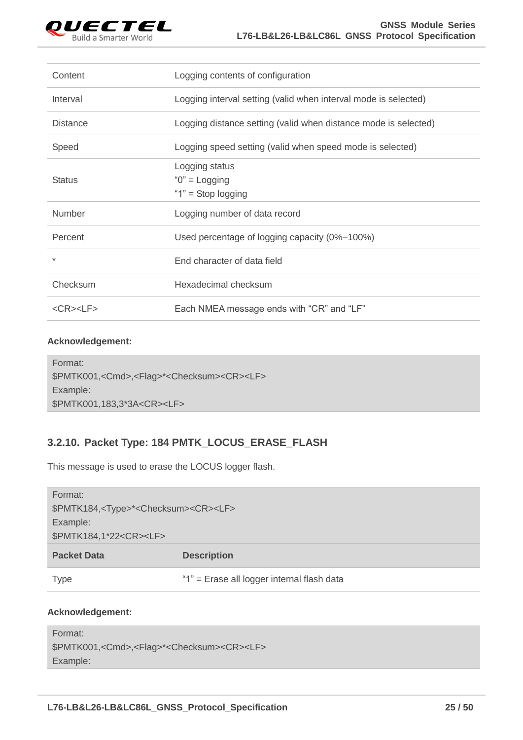| | |
|---|---|
| Content | Logging contents of configuration |
| Interval | Logging interval setting (valid when interval mode is selected) |
| Distance | Logging distance setting (valid when distance mode is selected) |
| Speed | Logging speed setting (valid when speed mode is selected) |
| Status | Logging status<br>"0" = Logging<br>"1" = Stop logging |
| Number | Logging number of data record |
| Percent | Used percentage of logging capacity (0%–100%) |
| * | End character of data field |
| Checksum | Hexadecimal checksum |
| <CR><LF> | Each NMEA message ends with "CR" and "LF" |

**Acknowledgement:**

```
Format:
$PMTK001,<Cmd>,<Flag>*<Checksum><CR><LF>
Example:
$PMTK001,183,3*3A<CR><LF>
```

### 3.2.10. Packet Type: 184 PMTK_LOCUS_ERASE_FLASH

This message is used to erase the LOCUS logger flash.

```
Format:
$PMTK184,<Type>*<Checksum><CR><LF>
Example:
$PMTK184,1*22<CR><LF>
```

| Packet Data | Description |
|---|---|
| Type | "1" = Erase all logger internal flash data |

**Acknowledgement:**

```
Format:
$PMTK001,<Cmd>,<Flag>*<Checksum><CR><LF>
Example:
```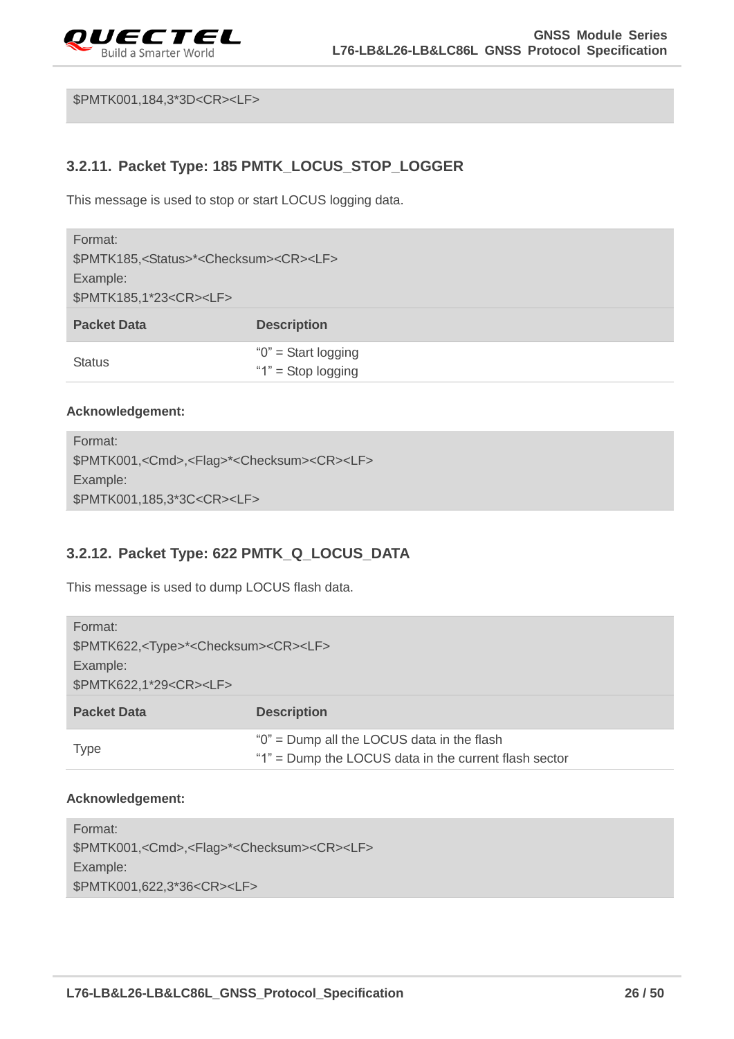```
$PMTK001,184,3*3D<CR><LF>
```

### 3.2.11. Packet Type: 185 PMTK_LOCUS_STOP_LOGGER

This message is used to stop or start LOCUS logging data.

| Format:<br>$PMTK185,<Status>*<Checksum><CR><LF><br>Example:<br>$PMTK185,1*23<CR><LF> | |
|---|---|
| **Packet Data** | **Description** |
| Status | "0" = Start logging<br>"1" = Stop logging |

**Acknowledgement:**

```
Format:
$PMTK001,<Cmd>,<Flag>*<Checksum><CR><LF>
Example:
$PMTK001,185,3*3C<CR><LF>
```

### 3.2.12. Packet Type: 622 PMTK_Q_LOCUS_DATA

This message is used to dump LOCUS flash data.

| Format:<br>$PMTK622,<Type>*<Checksum><CR><LF><br>Example:<br>$PMTK622,1*29<CR><LF> | |
|---|---|
| **Packet Data** | **Description** |
| Type | "0" = Dump all the LOCUS data in the flash<br>"1" = Dump the LOCUS data in the current flash sector |

**Acknowledgement:**

```
Format:
$PMTK001,<Cmd>,<Flag>*<Checksum><CR><LF>
Example:
$PMTK001,622,3*36<CR><LF>
```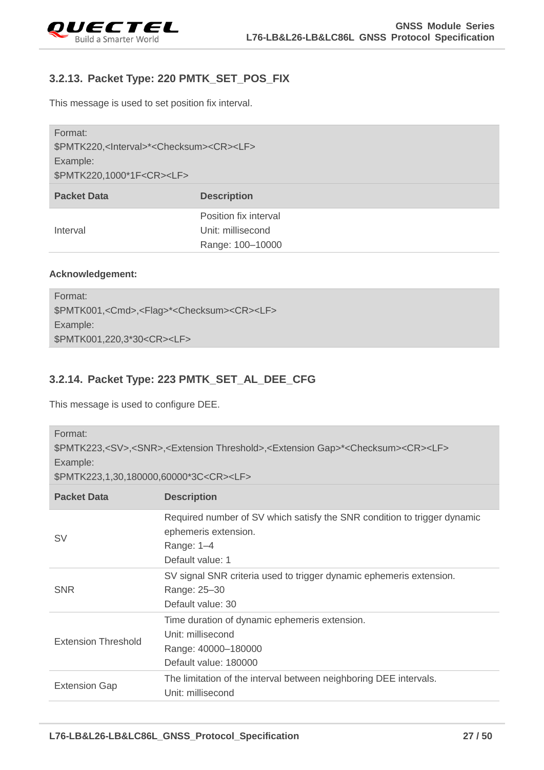### 3.2.13. Packet Type: 220 PMTK_SET_POS_FIX

This message is used to set position fix interval.

Format:
$PMTK220,<Interval>*<Checksum><CR><LF>
Example:
$PMTK220,1000*1F<CR><LF>

| Packet Data | Description |
|---|---|
| Interval | Position fix interval<br>Unit: millisecond<br>Range: 100–10000 |

**Acknowledgement:**

Format:
$PMTK001,<Cmd>,<Flag>*<Checksum><CR><LF>
Example:
$PMTK001,220,3*30<CR><LF>

### 3.2.14. Packet Type: 223 PMTK_SET_AL_DEE_CFG

This message is used to configure DEE.

Format:
$PMTK223,<SV>,<SNR>,<Extension Threshold>,<Extension Gap>*<Checksum><CR><LF>
Example:
$PMTK223,1,30,180000,60000*3C<CR><LF>

| Packet Data | Description |
|---|---|
| SV | Required number of SV which satisfy the SNR condition to trigger dynamic ephemeris extension.<br>Range: 1–4<br>Default value: 1 |
| SNR | SV signal SNR criteria used to trigger dynamic ephemeris extension.<br>Range: 25–30<br>Default value: 30 |
| Extension Threshold | Time duration of dynamic ephemeris extension.<br>Unit: millisecond<br>Range: 40000–180000<br>Default value: 180000 |
| Extension Gap | The limitation of the interval between neighboring DEE intervals.<br>Unit: millisecond |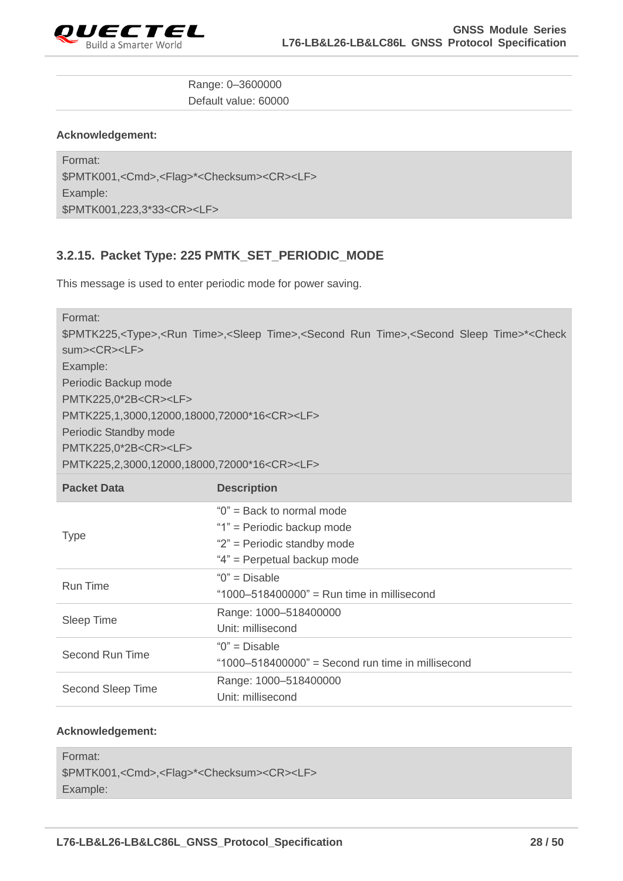| | |
|---|---|
| | Range: 0–3600000<br>Default value: 60000 |

**Acknowledgement:**

```
Format:
$PMTK001,<Cmd>,<Flag>*<Checksum><CR><LF>
Example:
$PMTK001,223,3*33<CR><LF>
```

### 3.2.15. Packet Type: 225 PMTK_SET_PERIODIC_MODE

This message is used to enter periodic mode for power saving.

```
Format:
$PMTK225,<Type>,<Run Time>,<Sleep Time>,<Second Run Time>,<Second Sleep Time>*<Checksum><CR><LF>
Example:
Periodic Backup mode
PMTK225,0*2B<CR><LF>
PMTK225,1,3000,12000,18000,72000*16<CR><LF>
Periodic Standby mode
PMTK225,0*2B<CR><LF>
PMTK225,2,3000,12000,18000,72000*16<CR><LF>
```

| Packet Data | Description |
|---|---|
| Type | "0" = Back to normal mode<br>"1" = Periodic backup mode<br>"2" = Periodic standby mode<br>"4" = Perpetual backup mode |
| Run Time | "0" = Disable<br>"1000–518400000" = Run time in millisecond |
| Sleep Time | Range: 1000–518400000<br>Unit: millisecond |
| Second Run Time | "0" = Disable<br>"1000–518400000" = Second run time in millisecond |
| Second Sleep Time | Range: 1000–518400000<br>Unit: millisecond |

**Acknowledgement:**

```
Format:
$PMTK001,<Cmd>,<Flag>*<Checksum><CR><LF>
Example:
```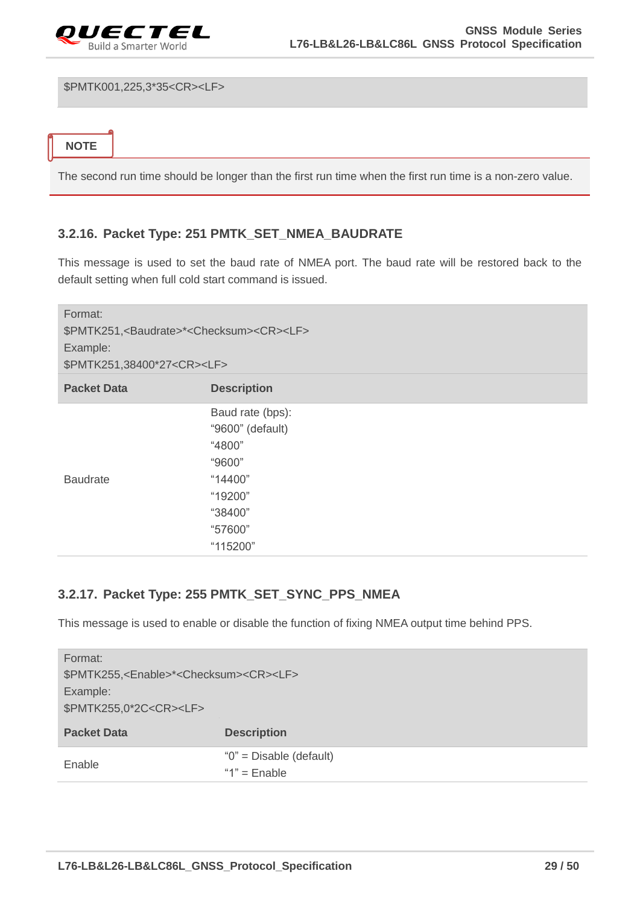```
$PMTK001,225,3*35<CR><LF>
```

**NOTE**

The second run time should be longer than the first run time when the first run time is a non-zero value.

### 3.2.16. Packet Type: 251 PMTK_SET_NMEA_BAUDRATE

This message is used to set the baud rate of NMEA port. The baud rate will be restored back to the default setting when full cold start command is issued.

Format:
$PMTK251,<Baudrate>*<Checksum><CR><LF>
Example:
$PMTK251,38400*27<CR><LF>

| Packet Data | Description |
|---|---|
| Baudrate | Baud rate (bps):<br>“9600” (default)<br>“4800”<br>“9600”<br>“14400”<br>“19200”<br>“38400”<br>“57600”<br>“115200” |

### 3.2.17. Packet Type: 255 PMTK_SET_SYNC_PPS_NMEA

This message is used to enable or disable the function of fixing NMEA output time behind PPS.

Format:
$PMTK255,<Enable>*<Checksum><CR><LF>
Example:
$PMTK255,0*2C<CR><LF>

| Packet Data | Description |
|---|---|
| Enable | “0” = Disable (default)<br>“1” = Enable |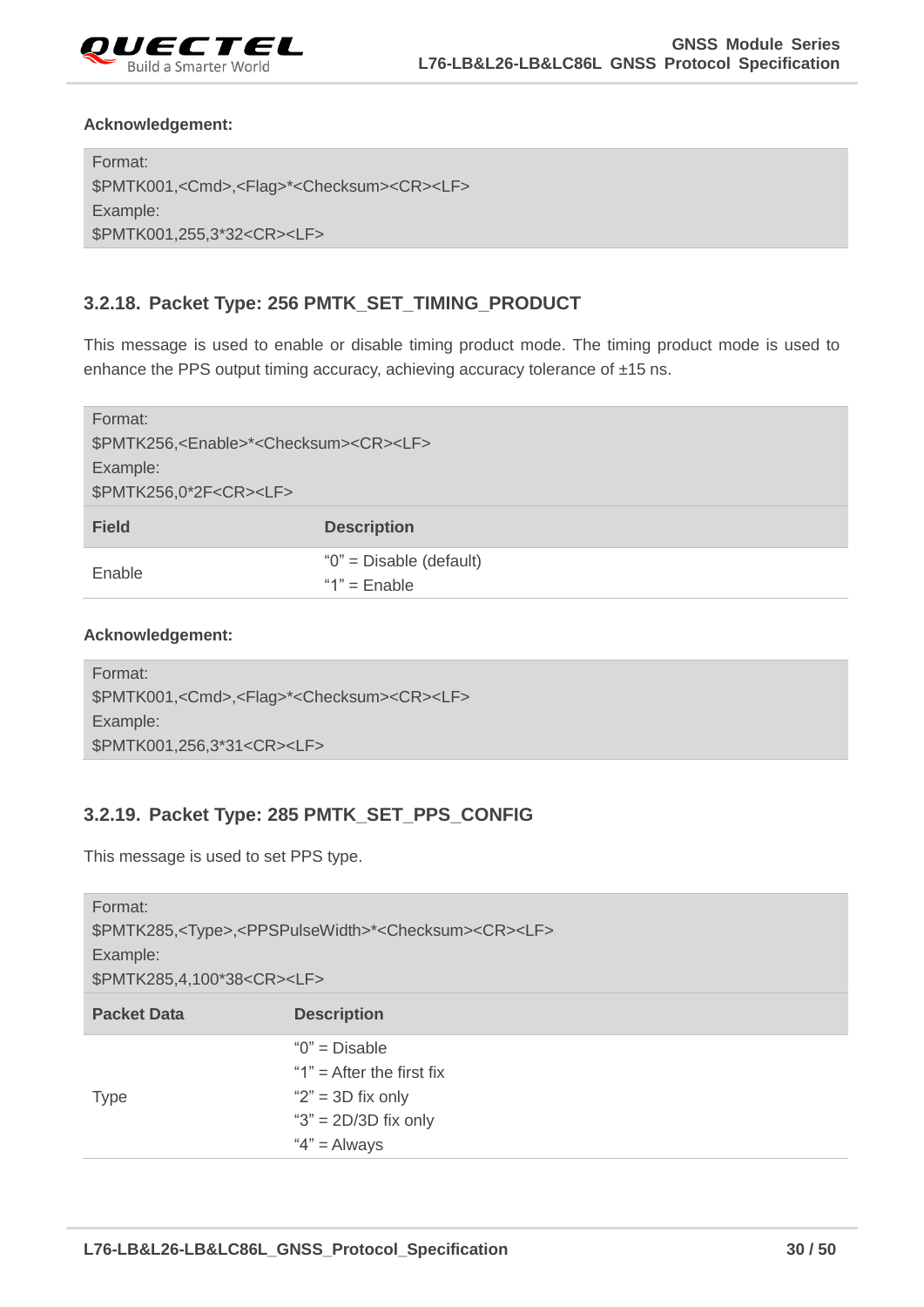**Acknowledgement:**

```
Format:
$PMTK001,<Cmd>,<Flag>*<Checksum><CR><LF>
Example:
$PMTK001,255,3*32<CR><LF>
```

### 3.2.18. Packet Type: 256 PMTK_SET_TIMING_PRODUCT

This message is used to enable or disable timing product mode. The timing product mode is used to enhance the PPS output timing accuracy, achieving accuracy tolerance of ±15 ns.

```
Format:
$PMTK256,<Enable>*<Checksum><CR><LF>
Example:
$PMTK256,0*2F<CR><LF>
```

| Field | Description |
|---|---|
| Enable | "0" = Disable (default)<br>"1" = Enable |

**Acknowledgement:**

```
Format:
$PMTK001,<Cmd>,<Flag>*<Checksum><CR><LF>
Example:
$PMTK001,256,3*31<CR><LF>
```

### 3.2.19. Packet Type: 285 PMTK_SET_PPS_CONFIG

This message is used to set PPS type.

```
Format:
$PMTK285,<Type>,<PPSPulseWidth>*<Checksum><CR><LF>
Example:
$PMTK285,4,100*38<CR><LF>
```

| Packet Data | Description |
|---|---|
| Type | "0" = Disable<br>"1" = After the first fix<br>"2" = 3D fix only<br>"3" = 2D/3D fix only<br>"4" = Always |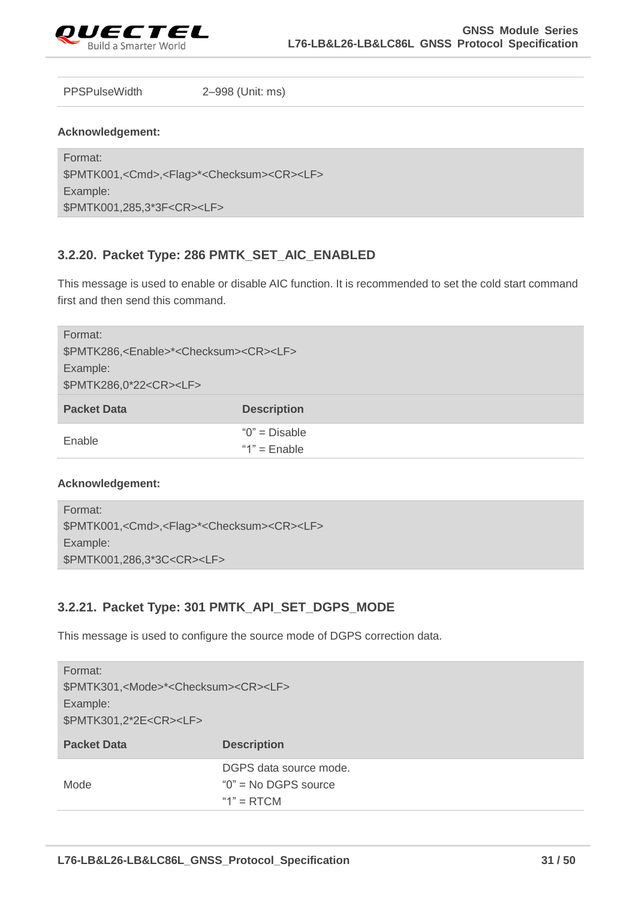| PPSPulseWidth | 2–998 (Unit: ms) |
|---|---|

**Acknowledgement:**

Format:
$PMTK001,<Cmd>,<Flag>*<Checksum><CR><LF>
Example:
$PMTK001,285,3*3F<CR><LF>

### 3.2.20. Packet Type: 286 PMTK_SET_AIC_ENABLED

This message is used to enable or disable AIC function. It is recommended to set the cold start command first and then send this command.

Format:
$PMTK286,<Enable>*<Checksum><CR><LF>
Example:
$PMTK286,0*22<CR><LF>

| Packet Data | Description |
|---|---|
| Enable | "0" = Disable<br>"1" = Enable |

**Acknowledgement:**

Format:
$PMTK001,<Cmd>,<Flag>*<Checksum><CR><LF>
Example:
$PMTK001,286,3*3C<CR><LF>

### 3.2.21. Packet Type: 301 PMTK_API_SET_DGPS_MODE

This message is used to configure the source mode of DGPS correction data.

Format:
$PMTK301,<Mode>*<Checksum><CR><LF>
Example:
$PMTK301,2*2E<CR><LF>

| Packet Data | Description |
|---|---|
| Mode | DGPS data source mode.<br>"0" = No DGPS source<br>"1" = RTCM |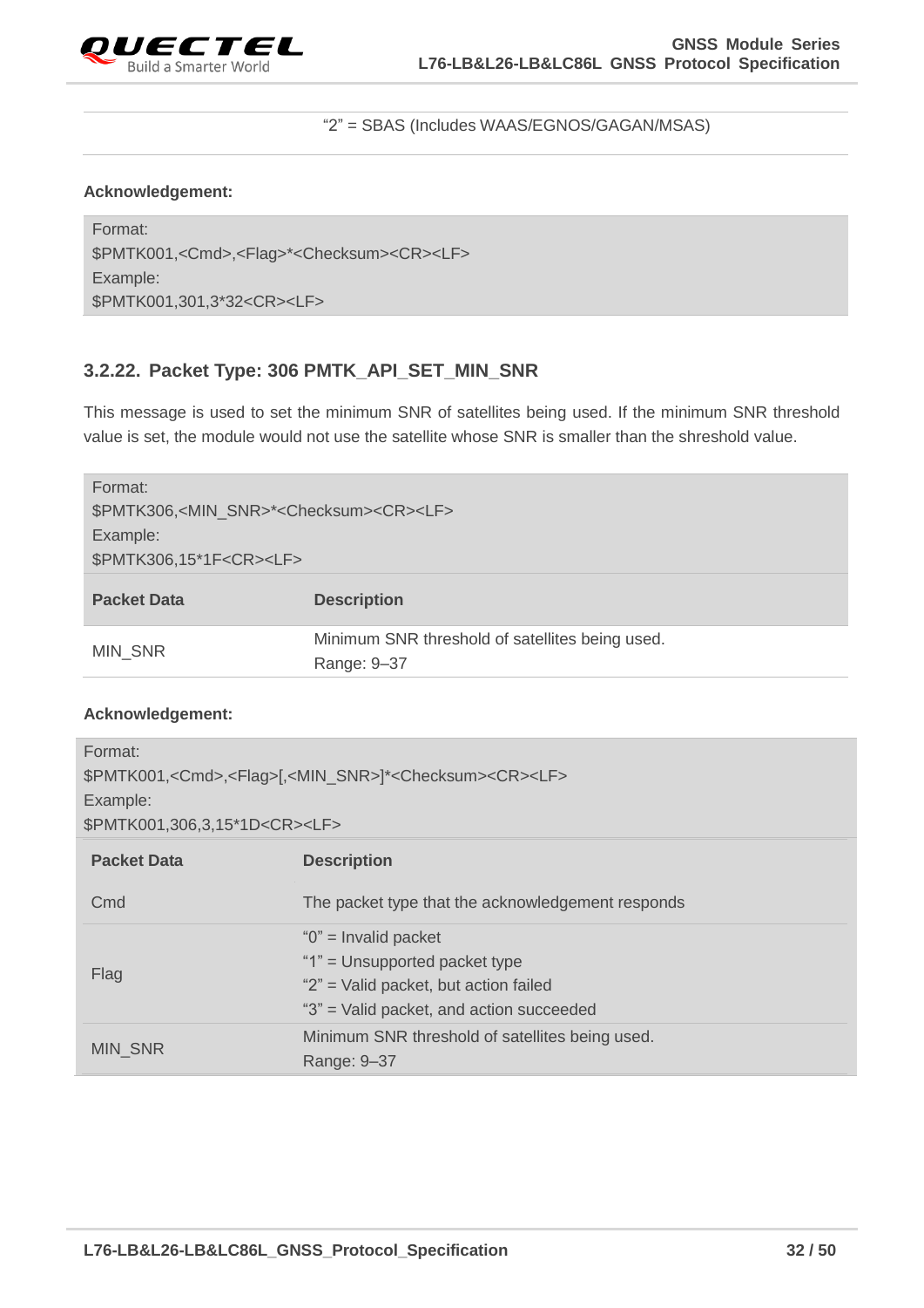| | "2" = SBAS (Includes WAAS/EGNOS/GAGAN/MSAS) |
|---|---|

**Acknowledgement:**

```
Format:
$PMTK001,<Cmd>,<Flag>*<Checksum><CR><LF>
Example:
$PMTK001,301,3*32<CR><LF>
```

### 3.2.22. Packet Type: 306 PMTK_API_SET_MIN_SNR

This message is used to set the minimum SNR of satellites being used. If the minimum SNR threshold value is set, the module would not use the satellite whose SNR is smaller than the shreshold value.

```
Format:
$PMTK306,<MIN_SNR>*<Checksum><CR><LF>
Example:
$PMTK306,15*1F<CR><LF>
```

| Packet Data | Description |
|---|---|
| MIN_SNR | Minimum SNR threshold of satellites being used.<br>Range: 9–37 |

**Acknowledgement:**

```
Format:
$PMTK001,<Cmd>,<Flag>[,<MIN_SNR>]*<Checksum><CR><LF>
Example:
$PMTK001,306,3,15*1D<CR><LF>
```

| Packet Data | Description |
|---|---|
| Cmd | The packet type that the acknowledgement responds |
| Flag | "0" = Invalid packet<br>"1" = Unsupported packet type<br>"2" = Valid packet, but action failed<br>"3" = Valid packet, and action succeeded |
| MIN_SNR | Minimum SNR threshold of satellites being used.<br>Range: 9–37 |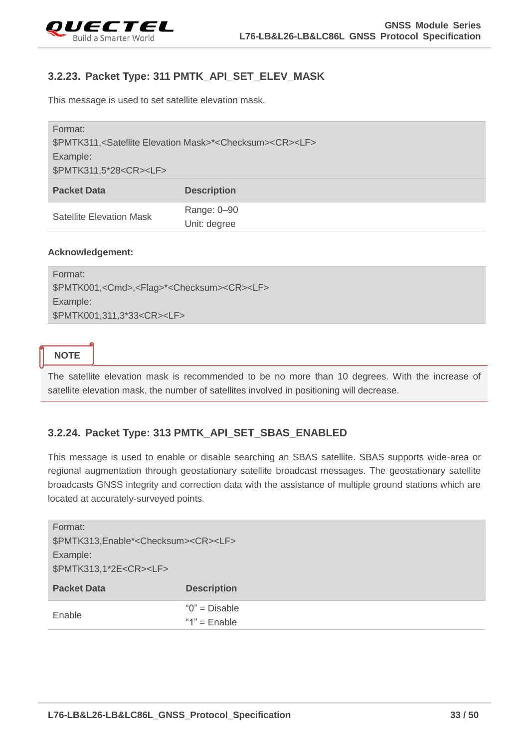### 3.2.23. Packet Type: 311 PMTK_API_SET_ELEV_MASK

This message is used to set satellite elevation mask.

Format:
$PMTK311,<Satellite Elevation Mask>*<Checksum><CR><LF>
Example:
$PMTK311,5*28<CR><LF>

| Packet Data | Description |
|---|---|
| Satellite Elevation Mask | Range: 0–90<br>Unit: degree |

**Acknowledgement:**

Format:
$PMTK001,<Cmd>,<Flag>*<Checksum><CR><LF>
Example:
$PMTK001,311,3*33<CR><LF>

**NOTE**

The satellite elevation mask is recommended to be no more than 10 degrees. With the increase of satellite elevation mask, the number of satellites involved in positioning will decrease.

### 3.2.24. Packet Type: 313 PMTK_API_SET_SBAS_ENABLED

This message is used to enable or disable searching an SBAS satellite. SBAS supports wide-area or regional augmentation through geostationary satellite broadcast messages. The geostationary satellite broadcasts GNSS integrity and correction data with the assistance of multiple ground stations which are located at accurately-surveyed points.

Format:
$PMTK313,Enable*<Checksum><CR><LF>
Example:
$PMTK313,1*2E<CR><LF>

| Packet Data | Description |
|---|---|
| Enable | "0" = Disable<br>"1" = Enable |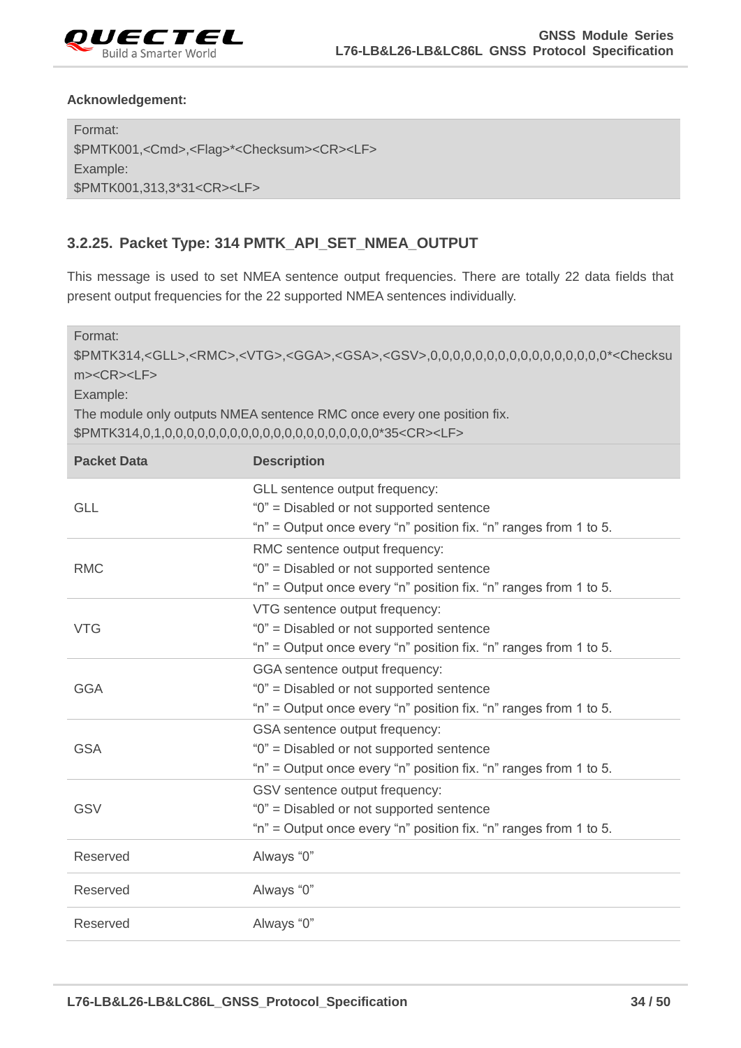**Acknowledgement:**

```
Format:
$PMTK001,<Cmd>,<Flag>*<Checksum><CR><LF>
Example:
$PMTK001,313,3*31<CR><LF>
```

### 3.2.25. Packet Type: 314 PMTK_API_SET_NMEA_OUTPUT

This message is used to set NMEA sentence output frequencies. There are totally 22 data fields that present output frequencies for the 22 supported NMEA sentences individually.

```
Format:
$PMTK314,<GLL>,<RMC>,<VTG>,<GGA>,<GSA>,<GSV>,0,0,0,0,0,0,0,0,0,0,0,0,0,0,0,0*<Checksum><CR><LF>
Example:
The module only outputs NMEA sentence RMC once every one position fix.
$PMTK314,0,1,0,0,0,0,0,0,0,0,0,0,0,0,0,0,0,0,0,0,0,0*35<CR><LF>
```

| Packet Data | Description |
|---|---|
| GLL | GLL sentence output frequency:<br>"0" = Disabled or not supported sentence<br>"n" = Output once every "n" position fix. "n" ranges from 1 to 5. |
| RMC | RMC sentence output frequency:<br>"0" = Disabled or not supported sentence<br>"n" = Output once every "n" position fix. "n" ranges from 1 to 5. |
| VTG | VTG sentence output frequency:<br>"0" = Disabled or not supported sentence<br>"n" = Output once every "n" position fix. "n" ranges from 1 to 5. |
| GGA | GGA sentence output frequency:<br>"0" = Disabled or not supported sentence<br>"n" = Output once every "n" position fix. "n" ranges from 1 to 5. |
| GSA | GSA sentence output frequency:<br>"0" = Disabled or not supported sentence<br>"n" = Output once every "n" position fix. "n" ranges from 1 to 5. |
| GSV | GSV sentence output frequency:<br>"0" = Disabled or not supported sentence<br>"n" = Output once every "n" position fix. "n" ranges from 1 to 5. |
| Reserved | Always "0" |
| Reserved | Always "0" |
| Reserved | Always "0" |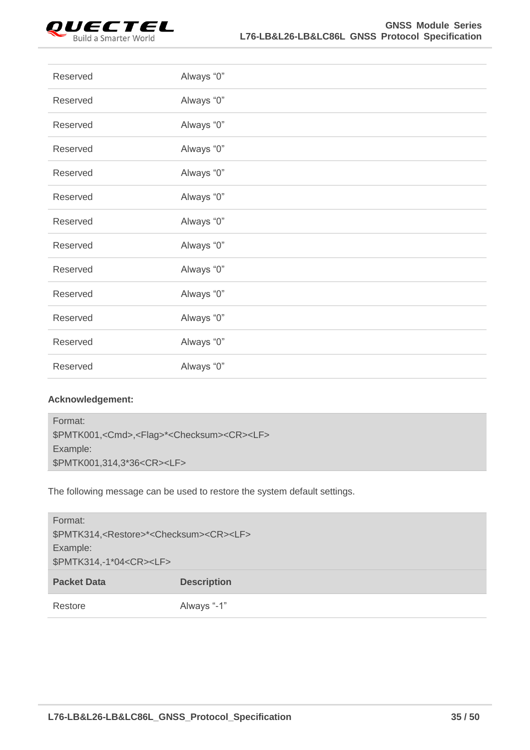| | |
|---|---|
| Reserved | Always “0” |
| Reserved | Always “0” |
| Reserved | Always “0” |
| Reserved | Always “0” |
| Reserved | Always “0” |
| Reserved | Always “0” |
| Reserved | Always “0” |
| Reserved | Always “0” |
| Reserved | Always “0” |
| Reserved | Always “0” |
| Reserved | Always “0” |
| Reserved | Always “0” |
| Reserved | Always “0” |

**Acknowledgement:**

```
Format:
$PMTK001,<Cmd>,<Flag>*<Checksum><CR><LF>
Example:
$PMTK001,314,3*36<CR><LF>
```

The following message can be used to restore the system default settings.

```
Format:
$PMTK314,<Restore>*<Checksum><CR><LF>
Example:
$PMTK314,-1*04<CR><LF>
```

| Packet Data | Description |
|---|---|
| Restore | Always “-1” |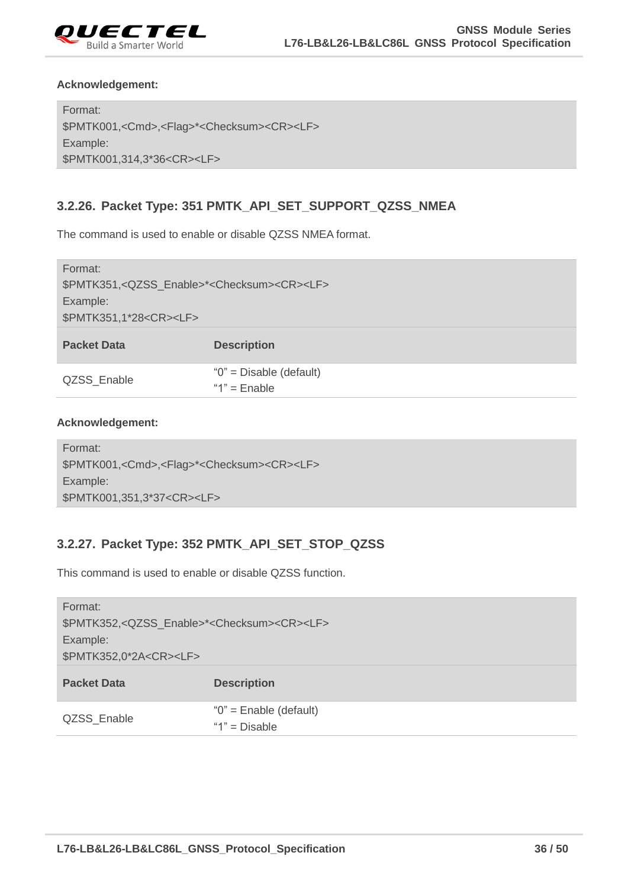**Acknowledgement:**

```
Format:
$PMTK001,<Cmd>,<Flag>*<Checksum><CR><LF>
Example:
$PMTK001,314,3*36<CR><LF>
```

### 3.2.26. Packet Type: 351 PMTK_API_SET_SUPPORT_QZSS_NMEA

The command is used to enable or disable QZSS NMEA format.

```
Format:
$PMTK351,<QZSS_Enable>*<Checksum><CR><LF>
Example:
$PMTK351,1*28<CR><LF>
```

| Packet Data | Description |
|---|---|
| QZSS_Enable | "0" = Disable (default)<br>"1" = Enable |

**Acknowledgement:**

```
Format:
$PMTK001,<Cmd>,<Flag>*<Checksum><CR><LF>
Example:
$PMTK001,351,3*37<CR><LF>
```

### 3.2.27. Packet Type: 352 PMTK_API_SET_STOP_QZSS

This command is used to enable or disable QZSS function.

```
Format:
$PMTK352,<QZSS_Enable>*<Checksum><CR><LF>
Example:
$PMTK352,0*2A<CR><LF>
```

| Packet Data | Description |
|---|---|
| QZSS_Enable | "0" = Enable (default)<br>"1" = Disable |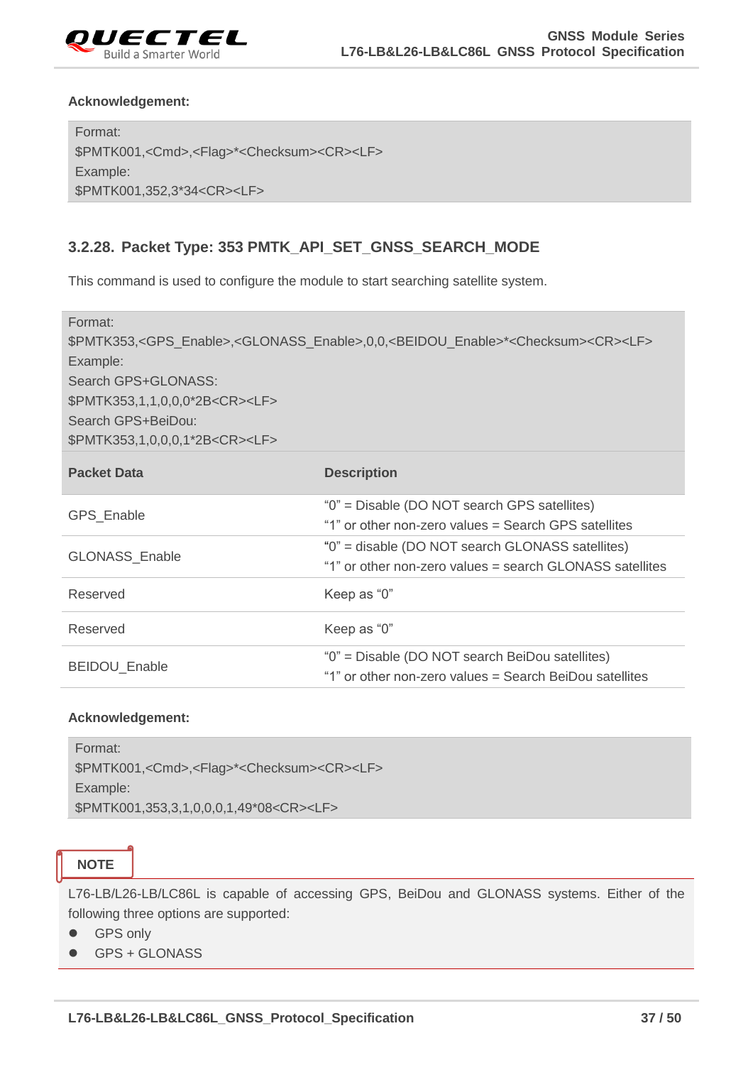**Acknowledgement:**

```
Format:
$PMTK001,<Cmd>,<Flag>*<Checksum><CR><LF>
Example:
$PMTK001,352,3*34<CR><LF>
```

### 3.2.28. Packet Type: 353 PMTK_API_SET_GNSS_SEARCH_MODE

This command is used to configure the module to start searching satellite system.

```
Format:
$PMTK353,<GPS_Enable>,<GLONASS_Enable>,0,0,<BEIDOU_Enable>*<Checksum><CR><LF>
Example:
Search GPS+GLONASS:
$PMTK353,1,1,0,0,0*2B<CR><LF>
Search GPS+BeiDou:
$PMTK353,1,0,0,0,1*2B<CR><LF>
```

| Packet Data | Description |
|---|---|
| GPS_Enable | "0" = Disable (DO NOT search GPS satellites)<br>"1" or other non-zero values = Search GPS satellites |
| GLONASS_Enable | "0" = disable (DO NOT search GLONASS satellites)<br>"1" or other non-zero values = search GLONASS satellites |
| Reserved | Keep as "0" |
| Reserved | Keep as "0" |
| BEIDOU_Enable | "0" = Disable (DO NOT search BeiDou satellites)<br>"1" or other non-zero values = Search BeiDou satellites |

**Acknowledgement:**

```
Format:
$PMTK001,<Cmd>,<Flag>*<Checksum><CR><LF>
Example:
$PMTK001,353,3,1,0,0,0,1,49*08<CR><LF>
```

**NOTE**

L76-LB/L26-LB/LC86L is capable of accessing GPS, BeiDou and GLONASS systems. Either of the following three options are supported:

- GPS only
- GPS + GLONASS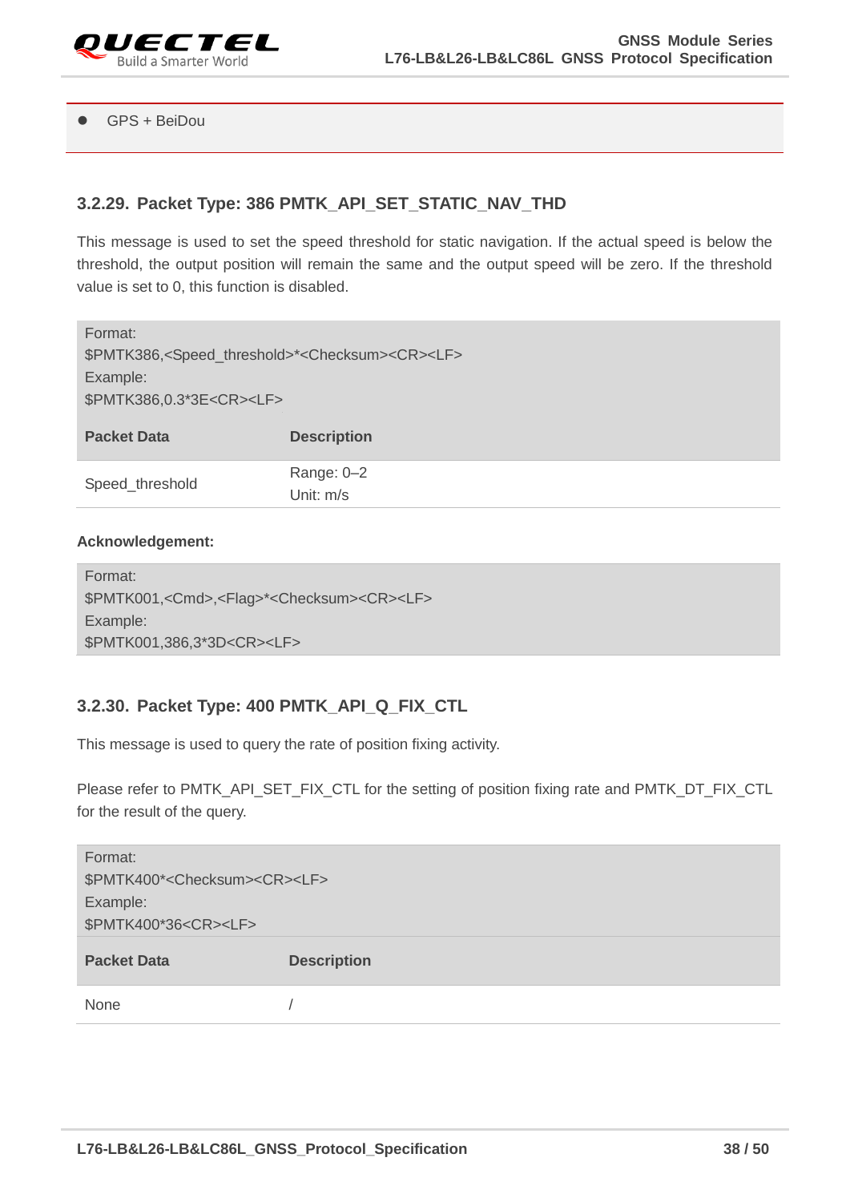- GPS + BeiDou

### 3.2.29. Packet Type: 386 PMTK_API_SET_STATIC_NAV_THD

This message is used to set the speed threshold for static navigation. If the actual speed is below the threshold, the output position will remain the same and the output speed will be zero. If the threshold value is set to 0, this function is disabled.

| Format:<br>$PMTK386,<Speed_threshold>*<Checksum><CR><LF><br>Example:<br>$PMTK386,0.3*3E<CR><LF> | |
|---|---|
| **Packet Data** | **Description** |
| Speed_threshold | Range: 0–2<br>Unit: m/s |

**Acknowledgement:**

```
Format:
$PMTK001,<Cmd>,<Flag>*<Checksum><CR><LF>
Example:
$PMTK001,386,3*3D<CR><LF>
```

### 3.2.30. Packet Type: 400 PMTK_API_Q_FIX_CTL

This message is used to query the rate of position fixing activity.

Please refer to PMTK_API_SET_FIX_CTL for the setting of position fixing rate and PMTK_DT_FIX_CTL for the result of the query.

| Format:<br>$PMTK400*<Checksum><CR><LF><br>Example:<br>$PMTK400*36<CR><LF> | |
|---|---|
| **Packet Data** | **Description** |
| None | / |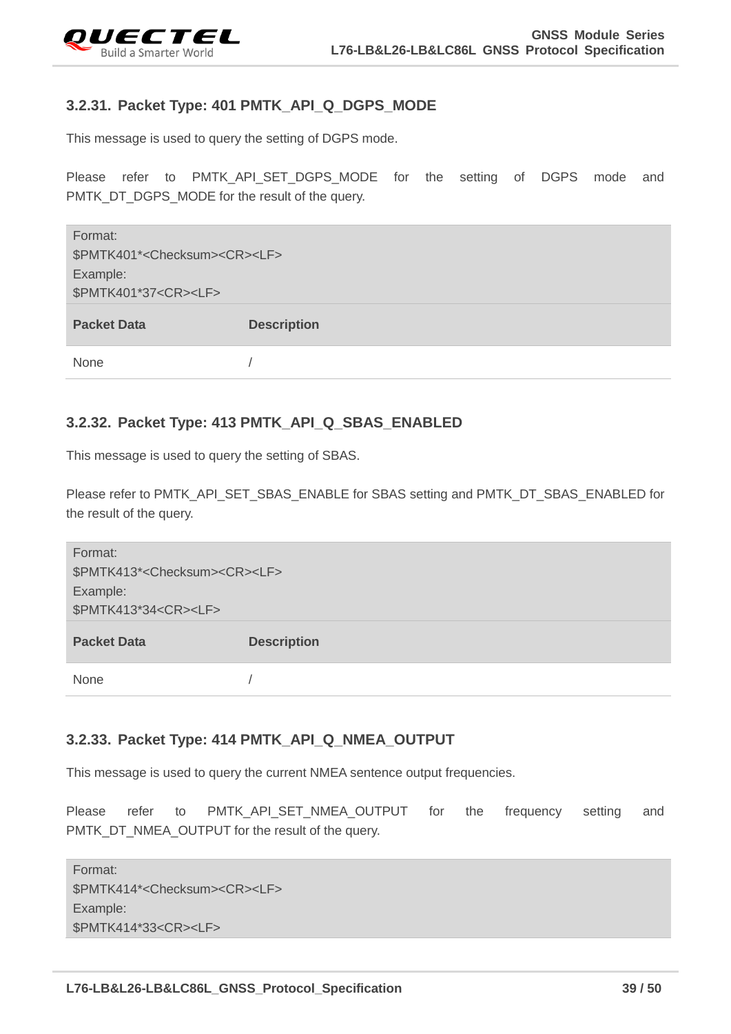### 3.2.31. Packet Type: 401 PMTK_API_Q_DGPS_MODE

This message is used to query the setting of DGPS mode.

Please refer to PMTK_API_SET_DGPS_MODE for the setting of DGPS mode and PMTK_DT_DGPS_MODE for the result of the query.

| Format:<br>$PMTK401*<Checksum><CR><LF><br>Example:<br>$PMTK401*37<CR><LF> | |
|---|---|
| **Packet Data** | **Description** |
| None | / |

### 3.2.32. Packet Type: 413 PMTK_API_Q_SBAS_ENABLED

This message is used to query the setting of SBAS.

Please refer to PMTK_API_SET_SBAS_ENABLE for SBAS setting and PMTK_DT_SBAS_ENABLED for the result of the query.

| Format:<br>$PMTK413*<Checksum><CR><LF><br>Example:<br>$PMTK413*34<CR><LF> | |
|---|---|
| **Packet Data** | **Description** |
| None | / |

### 3.2.33. Packet Type: 414 PMTK_API_Q_NMEA_OUTPUT

This message is used to query the current NMEA sentence output frequencies.

Please refer to PMTK_API_SET_NMEA_OUTPUT for the frequency setting and PMTK_DT_NMEA_OUTPUT for the result of the query.

| Format:<br>$PMTK414*<Checksum><CR><LF><br>Example:<br>$PMTK414*33<CR><LF> |
|---|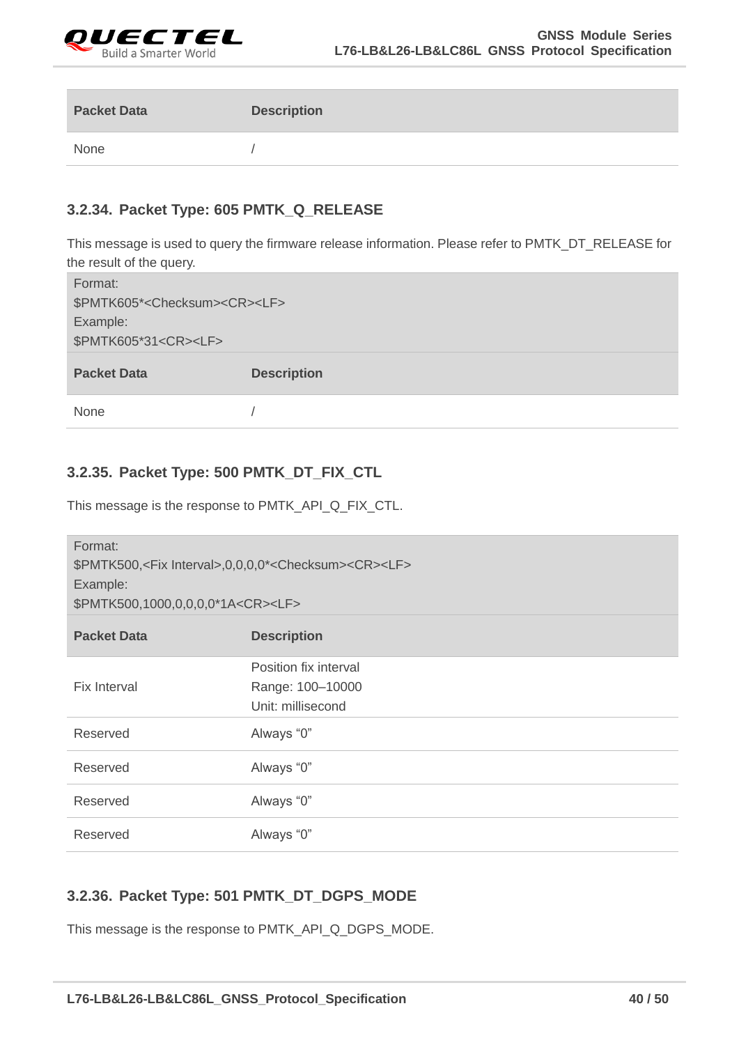| Packet Data | Description |
|---|---|
| None | / |

### 3.2.34. Packet Type: 605 PMTK_Q_RELEASE

This message is used to query the firmware release information. Please refer to PMTK_DT_RELEASE for the result of the query.

| Format:<br>$PMTK605*<Checksum><CR><LF><br>Example:<br>$PMTK605*31<CR><LF> | |
|---|---|
| **Packet Data** | **Description** |
| None | / |

### 3.2.35. Packet Type: 500 PMTK_DT_FIX_CTL

This message is the response to PMTK_API_Q_FIX_CTL.

| Format:<br>$PMTK500,<Fix Interval>,0,0,0,0*<Checksum><CR><LF><br>Example:<br>$PMTK500,1000,0,0,0,0*1A<CR><LF> | |
|---|---|
| **Packet Data** | **Description** |
| Fix Interval | Position fix interval<br>Range: 100–10000<br>Unit: millisecond |
| Reserved | Always “0” |
| Reserved | Always “0” |
| Reserved | Always “0” |
| Reserved | Always “0” |

### 3.2.36. Packet Type: 501 PMTK_DT_DGPS_MODE

This message is the response to PMTK_API_Q_DGPS_MODE.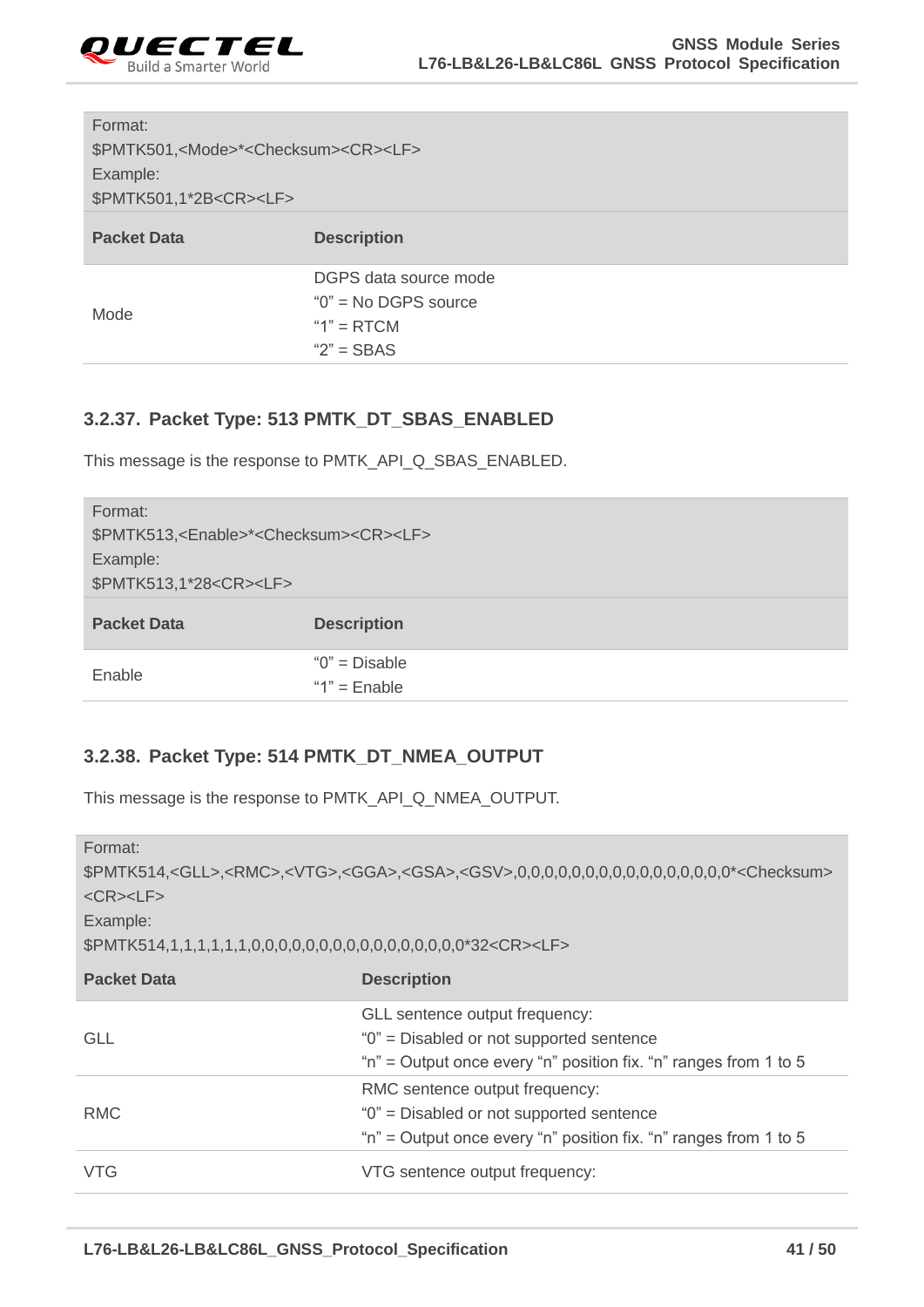| Format:<br>$PMTK501,<Mode>*<Checksum><CR><LF><br>Example:<br>$PMTK501,1*2B<CR><LF> | |
|---|---|
| **Packet Data** | **Description** |
| Mode | DGPS data source mode<br>"0" = No DGPS source<br>"1" = RTCM<br>"2" = SBAS |

### 3.2.37. Packet Type: 513 PMTK_DT_SBAS_ENABLED

This message is the response to PMTK_API_Q_SBAS_ENABLED.

| Format:<br>$PMTK513,<Enable>*<Checksum><CR><LF><br>Example:<br>$PMTK513,1*28<CR><LF> | |
|---|---|
| **Packet Data** | **Description** |
| Enable | "0" = Disable<br>"1" = Enable |

### 3.2.38. Packet Type: 514 PMTK_DT_NMEA_OUTPUT

This message is the response to PMTK_API_Q_NMEA_OUTPUT.

| Format:<br>$PMTK514,<GLL>,<RMC>,<VTG>,<GGA>,<GSA>,<GSV>,0,0,0,0,0,0,0,0,0,0,0,0,0,0*<Checksum><br><CR><LF><br>Example:<br>$PMTK514,1,1,1,1,1,1,0,0,0,0,0,0,0,0,0,0,0,0,0,0*32<CR><LF> | |
|---|---|
| **Packet Data** | **Description** |
| GLL | GLL sentence output frequency:<br>"0" = Disabled or not supported sentence<br>"n" = Output once every "n" position fix. "n" ranges from 1 to 5 |
| RMC | RMC sentence output frequency:<br>"0" = Disabled or not supported sentence<br>"n" = Output once every "n" position fix. "n" ranges from 1 to 5 |
| VTG | VTG sentence output frequency: |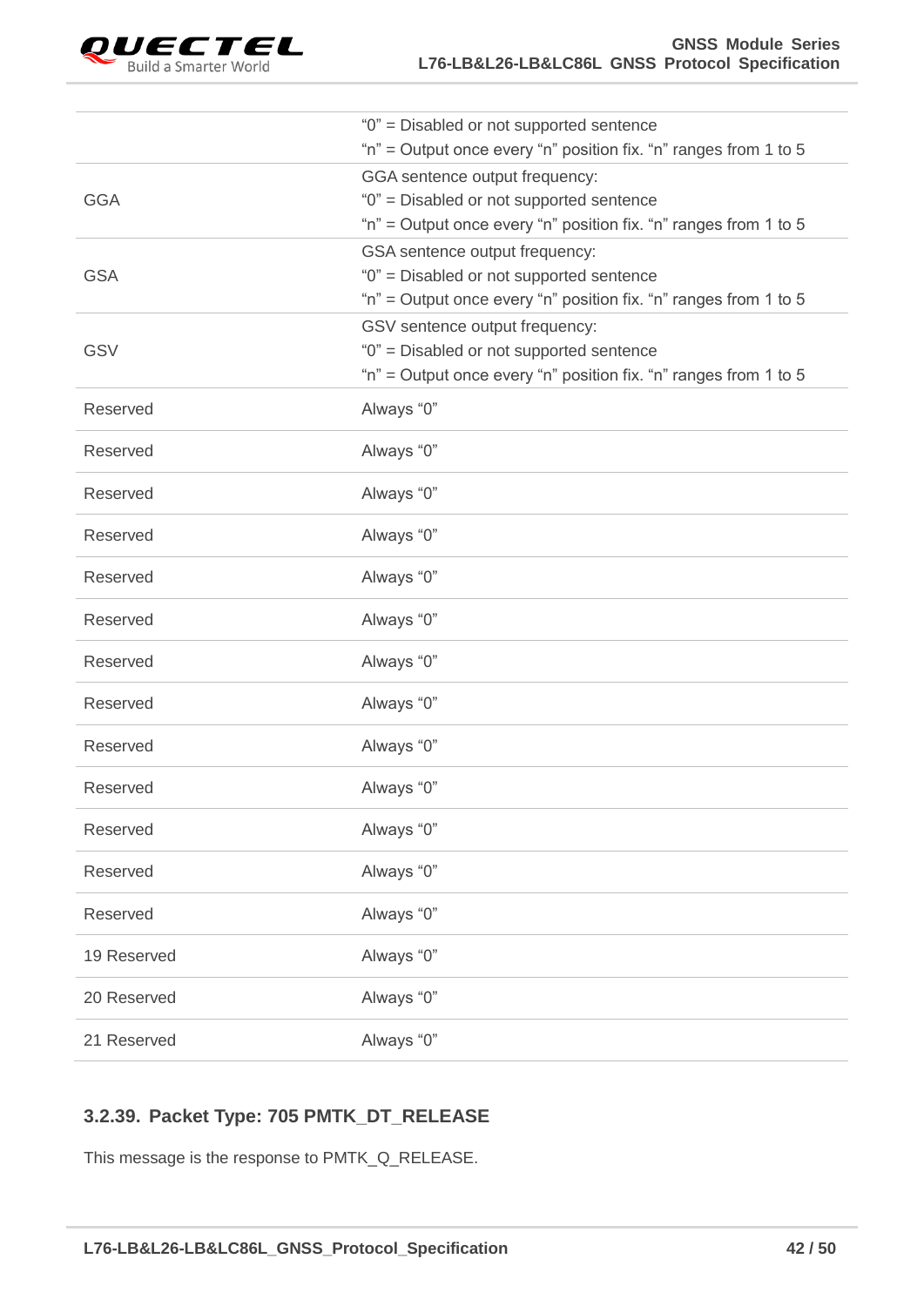| | |
|---|---|
| | "0" = Disabled or not supported sentence<br>"n" = Output once every "n" position fix. "n" ranges from 1 to 5 |
| GGA | GGA sentence output frequency:<br>"0" = Disabled or not supported sentence<br>"n" = Output once every "n" position fix. "n" ranges from 1 to 5 |
| GSA | GSA sentence output frequency:<br>"0" = Disabled or not supported sentence<br>"n" = Output once every "n" position fix. "n" ranges from 1 to 5 |
| GSV | GSV sentence output frequency:<br>"0" = Disabled or not supported sentence<br>"n" = Output once every "n" position fix. "n" ranges from 1 to 5 |
| Reserved | Always "0" |
| Reserved | Always "0" |
| Reserved | Always "0" |
| Reserved | Always "0" |
| Reserved | Always "0" |
| Reserved | Always "0" |
| Reserved | Always "0" |
| Reserved | Always "0" |
| Reserved | Always "0" |
| Reserved | Always "0" |
| Reserved | Always "0" |
| Reserved | Always "0" |
| Reserved | Always "0" |
| 19 Reserved | Always "0" |
| 20 Reserved | Always "0" |
| 21 Reserved | Always "0" |

### 3.2.39. Packet Type: 705 PMTK_DT_RELEASE

This message is the response to PMTK_Q_RELEASE.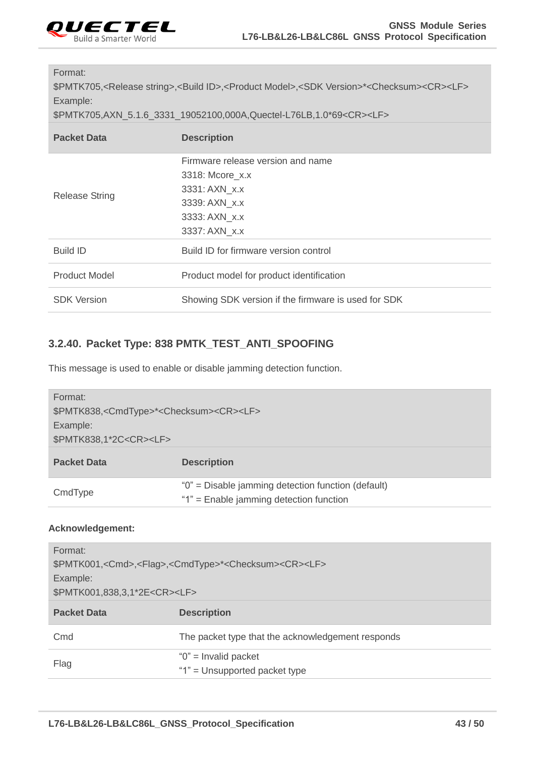| Format: |  |
| --- | --- |
| $PMTK705,<Release string>,<Build ID>,<Product Model>,<SDK Version>*<Checksum><CR><LF> |  |
| Example: |  |
| $PMTK705,AXN_5.1.6_3331_19052100,000A,Quectel-L76LB,1.0*69<CR><LF> |  |
| **Packet Data** | **Description** |
| Release String | Firmware release version and name<br>3318: Mcore_x.x<br>3331: AXN_x.x<br>3339: AXN_x.x<br>3333: AXN_x.x<br>3337: AXN_x.x |
| Build ID | Build ID for firmware version control |
| Product Model | Product model for product identification |
| SDK Version | Showing SDK version if the firmware is used for SDK |

### 3.2.40. Packet Type: 838 PMTK_TEST_ANTI_SPOOFING

This message is used to enable or disable jamming detection function.

| Format: |  |
| --- | --- |
| $PMTK838,<CmdType>*<Checksum><CR><LF> |  |
| Example: |  |
| $PMTK838,1*2C<CR><LF> |  |
| **Packet Data** | **Description** |
| CmdType | "0" = Disable jamming detection function (default)<br>"1" = Enable jamming detection function |

**Acknowledgement:**

| Format: |  |
| --- | --- |
| $PMTK001,<Cmd>,<Flag>,<CmdType>*<Checksum><CR><LF> |  |
| Example: |  |
| $PMTK001,838,3,1*2E<CR><LF> |  |
| **Packet Data** | **Description** |
| Cmd | The packet type that the acknowledgement responds |
| Flag | "0" = Invalid packet<br>"1" = Unsupported packet type |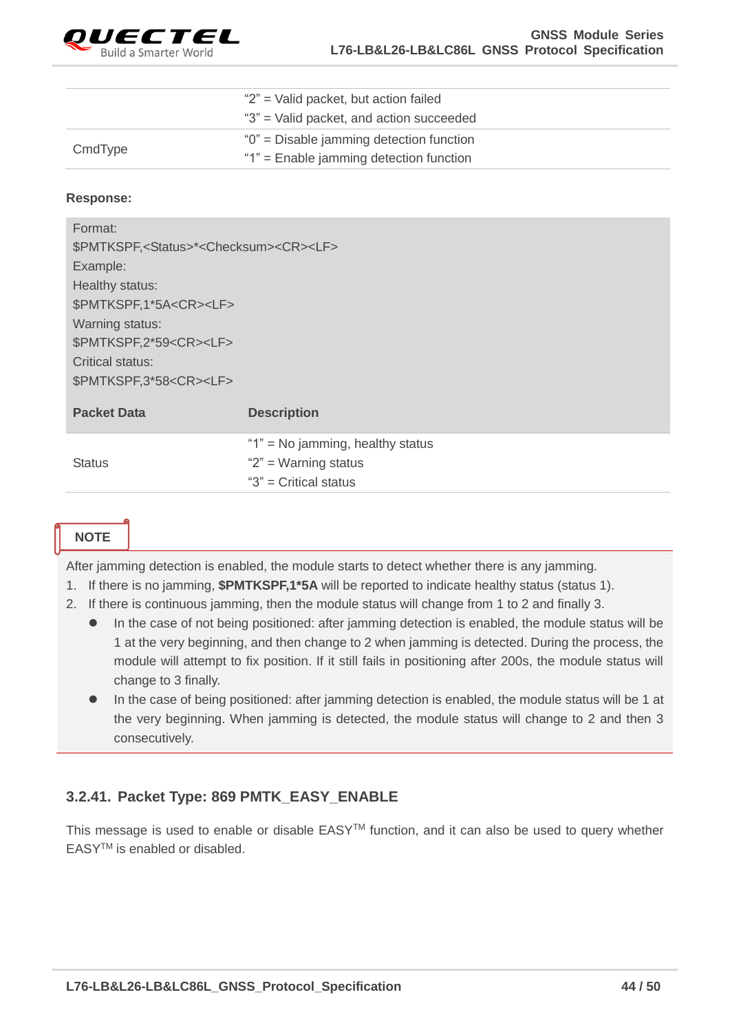| | |
|---|---|
| | "2" = Valid packet, but action failed<br>"3" = Valid packet, and action succeeded |
| CmdType | "0" = Disable jamming detection function<br>"1" = Enable jamming detection function |

**Response:**

Format:
$PMTKSPF,<Status>*<Checksum><CR><LF>
Example:
Healthy status:
$PMTKSPF,1*5A<CR><LF>
Warning status:
$PMTKSPF,2*59<CR><LF>
Critical status:
$PMTKSPF,3*58<CR><LF>

| Packet Data | Description |
|---|---|
| Status | "1" = No jamming, healthy status<br>"2" = Warning status<br>"3" = Critical status |

**NOTE**

After jamming detection is enabled, the module starts to detect whether there is any jamming.

1. If there is no jamming, **$PMTKSPF,1*5A** will be reported to indicate healthy status (status 1).
2. If there is continuous jamming, then the module status will change from 1 to 2 and finally 3.
   - In the case of not being positioned: after jamming detection is enabled, the module status will be 1 at the very beginning, and then change to 2 when jamming is detected. During the process, the module will attempt to fix position. If it still fails in positioning after 200s, the module status will change to 3 finally.
   - In the case of being positioned: after jamming detection is enabled, the module status will be 1 at the very beginning. When jamming is detected, the module status will change to 2 and then 3 consecutively.

### 3.2.41. Packet Type: 869 PMTK_EASY_ENABLE

This message is used to enable or disable EASY™ function, and it can also be used to query whether EASY™ is enabled or disabled.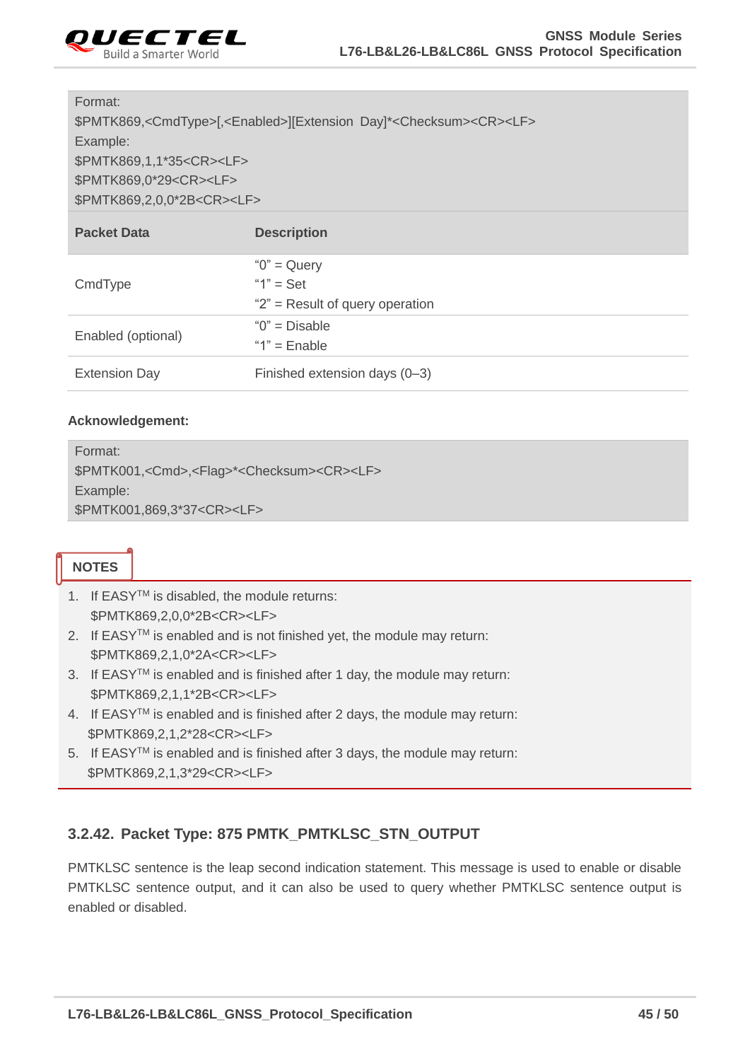```
Format:
$PMTK869,<CmdType>[,<Enabled>][Extension Day]*<Checksum><CR><LF>
Example:
$PMTK869,1,1*35<CR><LF>
$PMTK869,0*29<CR><LF>
$PMTK869,2,0,0*2B<CR><LF>
```

| Packet Data | Description |
|---|---|
| CmdType | “0” = Query<br>“1” = Set<br>“2” = Result of query operation |
| Enabled (optional) | “0” = Disable<br>“1” = Enable |
| Extension Day | Finished extension days (0–3) |

**Acknowledgement:**

```
Format:
$PMTK001,<Cmd>,<Flag>*<Checksum><CR><LF>
Example:
$PMTK001,869,3*37<CR><LF>
```

**NOTES**

1. If EASY™ is disabled, the module returns:
   $PMTK869,2,0,0*2B<CR><LF>
2. If EASY™ is enabled and is not finished yet, the module may return:
   $PMTK869,2,1,0*2A<CR><LF>
3. If EASY™ is enabled and is finished after 1 day, the module may return:
   $PMTK869,2,1,1*2B<CR><LF>
4. If EASY™ is enabled and is finished after 2 days, the module may return:
   $PMTK869,2,1,2*28<CR><LF>
5. If EASY™ is enabled and is finished after 3 days, the module may return:
   $PMTK869,2,1,3*29<CR><LF>

### 3.2.42. Packet Type: 875 PMTK_PMTKLSC_STN_OUTPUT

PMTKLSC sentence is the leap second indication statement. This message is used to enable or disable PMTKLSC sentence output, and it can also be used to query whether PMTKLSC sentence output is enabled or disabled.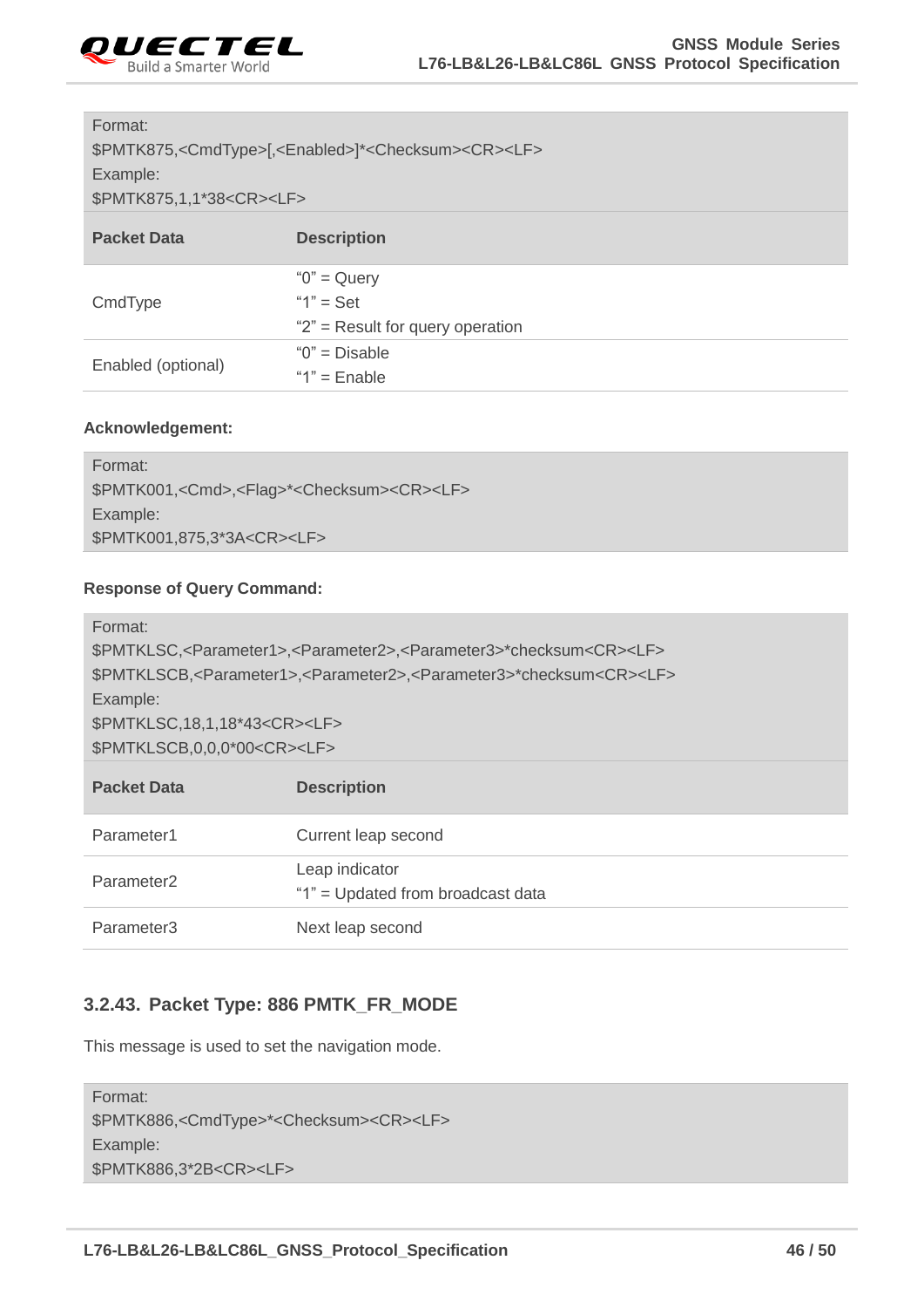| Format: |
| --- |
| $PMTK875,<CmdType>[,<Enabled>]*<Checksum><CR><LF> |
| Example: |
| $PMTK875,1,1*38<CR><LF> |

| Packet Data | Description |
| --- | --- |
| CmdType | "0" = Query<br>"1" = Set<br>"2" = Result for query operation |
| Enabled (optional) | "0" = Disable<br>"1" = Enable |

**Acknowledgement:**

| Format: |
| --- |
| $PMTK001,<Cmd>,<Flag>*<Checksum><CR><LF> |
| Example: |
| $PMTK001,875,3*3A<CR><LF> |

**Response of Query Command:**

| Format: |
| --- |
| $PMTKLSC,<Parameter1>,<Parameter2>,<Parameter3>*checksum<CR><LF> |
| $PMTKLSCB,<Parameter1>,<Parameter2>,<Parameter3>*checksum<CR><LF> |
| Example: |
| $PMTKLSC,18,1,18*43<CR><LF> |
| $PMTKLSCB,0,0,0*00<CR><LF> |

| Packet Data | Description |
| --- | --- |
| Parameter1 | Current leap second |
| Parameter2 | Leap indicator<br>"1" = Updated from broadcast data |
| Parameter3 | Next leap second |

### 3.2.43. Packet Type: 886 PMTK_FR_MODE

This message is used to set the navigation mode.

| Format: |
| --- |
| $PMTK886,<CmdType>*<Checksum><CR><LF> |
| Example: |
| $PMTK886,3*2B<CR><LF> |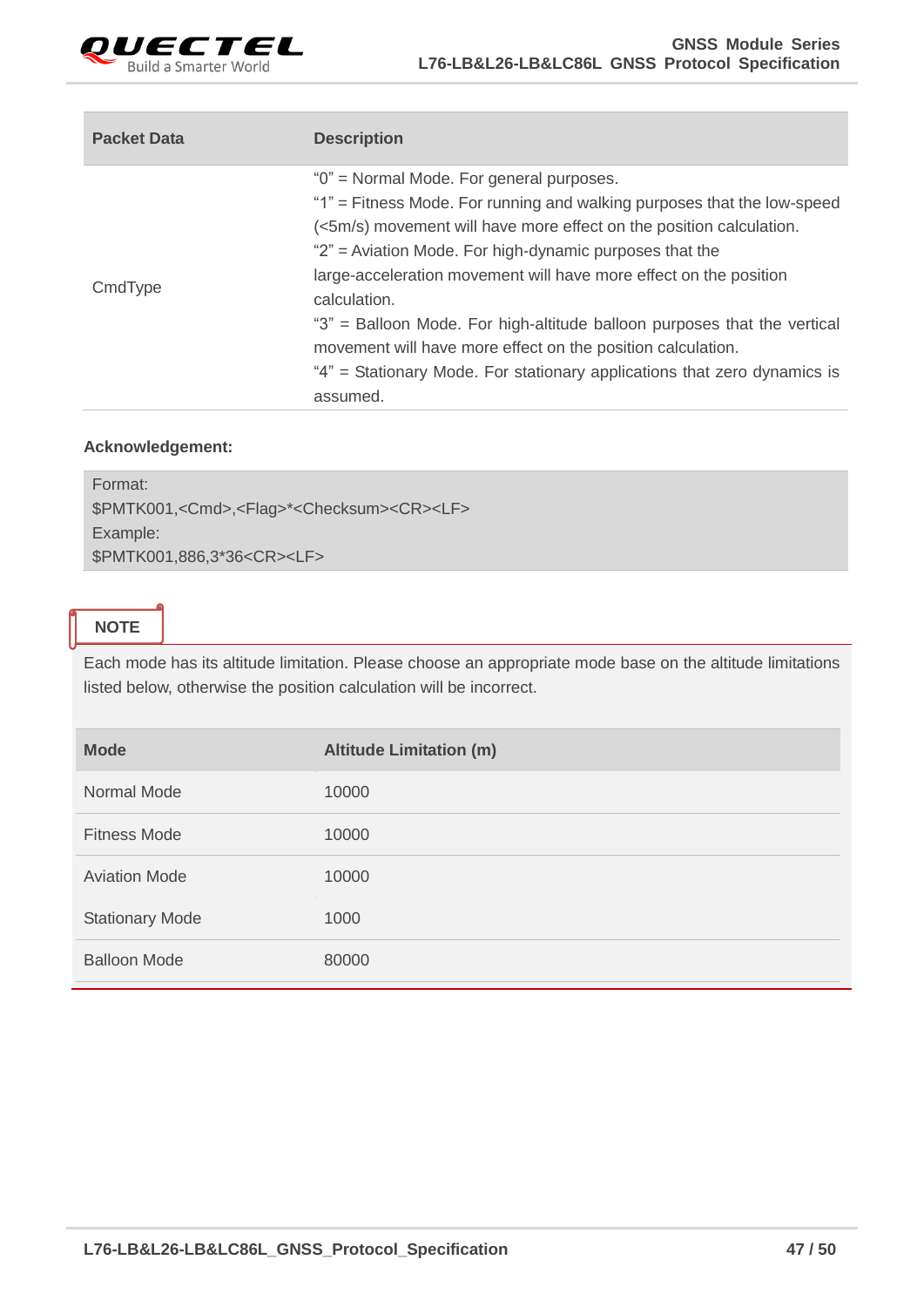| Packet Data | Description |
|---|---|
| CmdType | “0” = Normal Mode. For general purposes.<br>“1” = Fitness Mode. For running and walking purposes that the low-speed (<5m/s) movement will have more effect on the position calculation.<br>“2” = Aviation Mode. For high-dynamic purposes that the large-acceleration movement will have more effect on the position calculation.<br>“3” = Balloon Mode. For high-altitude balloon purposes that the vertical movement will have more effect on the position calculation.<br>“4” = Stationary Mode. For stationary applications that zero dynamics is assumed. |

**Acknowledgement:**

```
Format:
$PMTK001,<Cmd>,<Flag>*<Checksum><CR><LF>
Example:
$PMTK001,886,3*36<CR><LF>
```

**NOTE**

Each mode has its altitude limitation. Please choose an appropriate mode base on the altitude limitations listed below, otherwise the position calculation will be incorrect.

| Mode | Altitude Limitation (m) |
|---|---|
| Normal Mode | 10000 |
| Fitness Mode | 10000 |
| Aviation Mode | 10000 |
| Stationary Mode | 1000 |
| Balloon Mode | 80000 |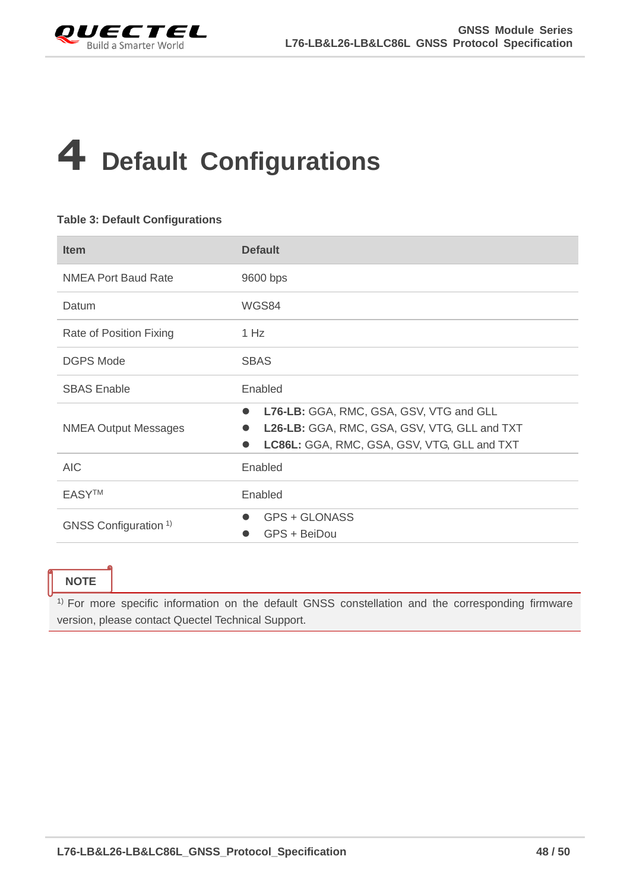# 4 Default Configurations

**Table 3: Default Configurations**

| Item | Default |
|---|---|
| NMEA Port Baud Rate | 9600 bps |
| Datum | WGS84 |
| Rate of Position Fixing | 1 Hz |
| DGPS Mode | SBAS |
| SBAS Enable | Enabled |
| NMEA Output Messages | ● **L76-LB:** GGA, RMC, GSA, GSV, VTG and GLL<br>● **L26-LB:** GGA, RMC, GSA, GSV, VTG, GLL and TXT<br>● **LC86L:** GGA, RMC, GSA, GSV, VTG, GLL and TXT |
| AIC | Enabled |
| EASY™ | Enabled |
| GNSS Configuration [1)] | ● GPS + GLONASS<br>● GPS + BeiDou |

**NOTE**

[1)] For more specific information on the default GNSS constellation and the corresponding firmware version, please contact Quectel Technical Support.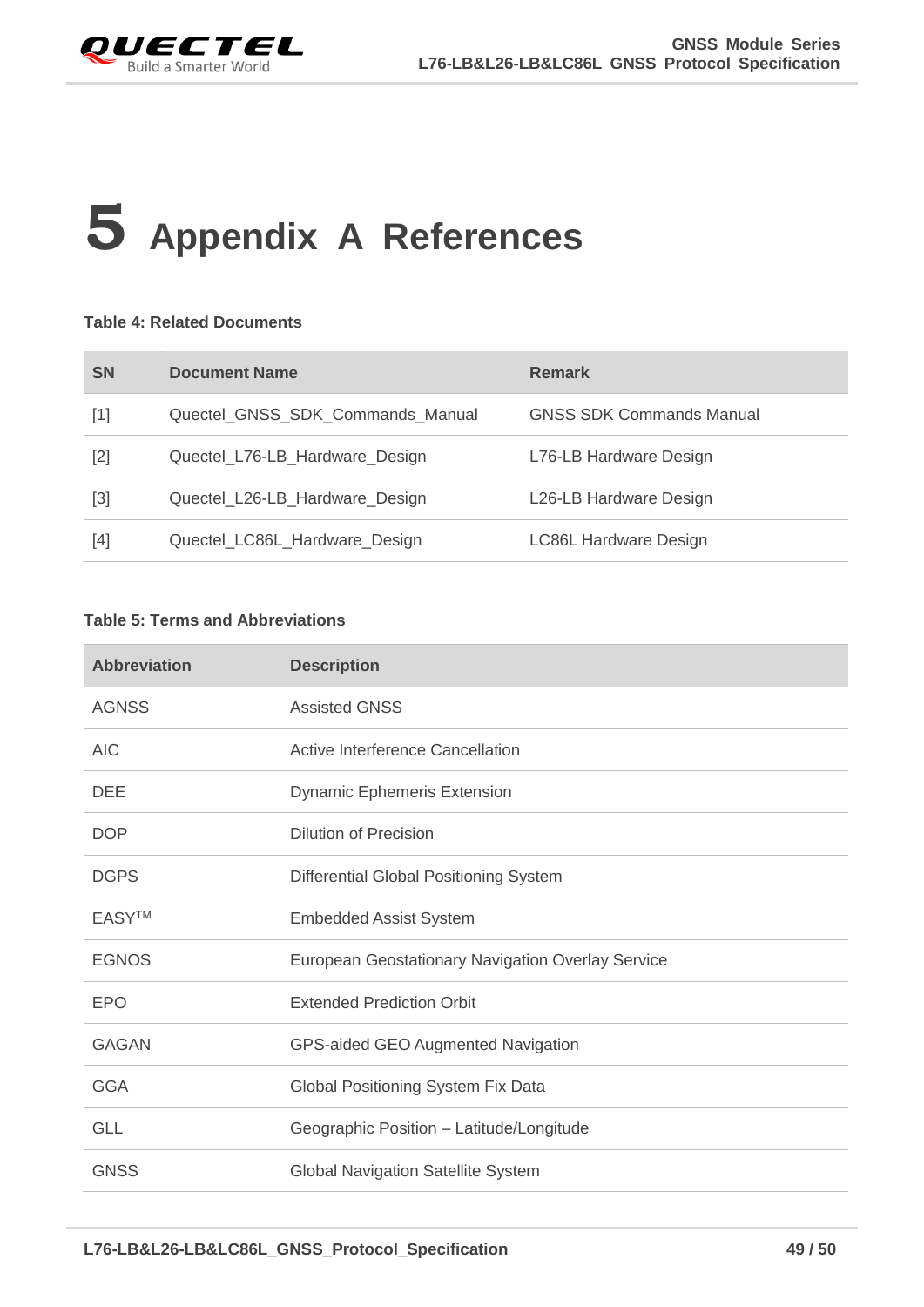# 5 Appendix A References

**Table 4: Related Documents**

| SN | Document Name | Remark |
|---|---|---|
| [1] | Quectel_GNSS_SDK_Commands_Manual | GNSS SDK Commands Manual |
| [2] | Quectel_L76-LB_Hardware_Design | L76-LB Hardware Design |
| [3] | Quectel_L26-LB_Hardware_Design | L26-LB Hardware Design |
| [4] | Quectel_LC86L_Hardware_Design | LC86L Hardware Design |

**Table 5: Terms and Abbreviations**

| Abbreviation | Description |
|---|---|
| AGNSS | Assisted GNSS |
| AIC | Active Interference Cancellation |
| DEE | Dynamic Ephemeris Extension |
| DOP | Dilution of Precision |
| DGPS | Differential Global Positioning System |
| EASY™ | Embedded Assist System |
| EGNOS | European Geostationary Navigation Overlay Service |
| EPO | Extended Prediction Orbit |
| GAGAN | GPS-aided GEO Augmented Navigation |
| GGA | Global Positioning System Fix Data |
| GLL | Geographic Position – Latitude/Longitude |
| GNSS | Global Navigation Satellite System |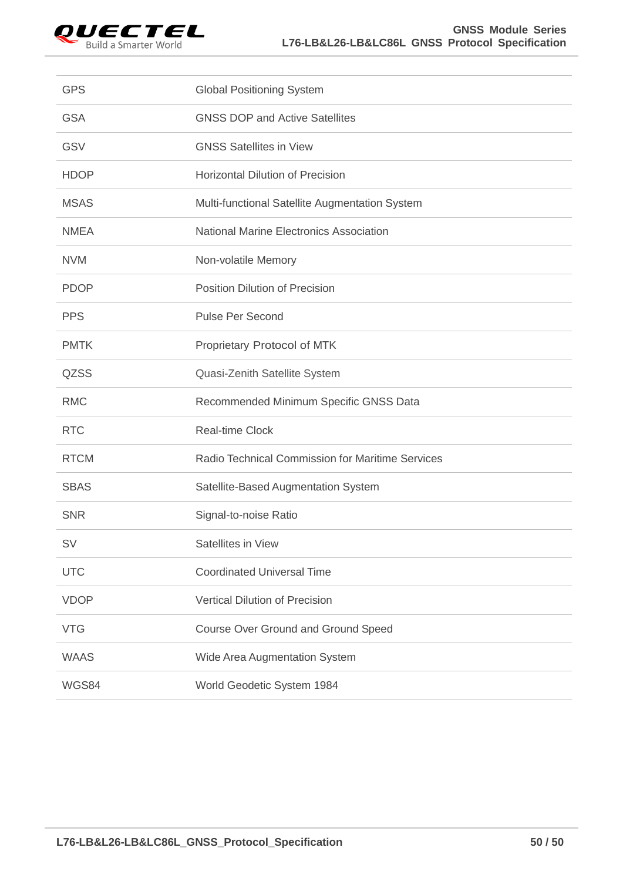| | |
|---|---|
| GPS | Global Positioning System |
| GSA | GNSS DOP and Active Satellites |
| GSV | GNSS Satellites in View |
| HDOP | Horizontal Dilution of Precision |
| MSAS | Multi-functional Satellite Augmentation System |
| NMEA | National Marine Electronics Association |
| NVM | Non-volatile Memory |
| PDOP | Position Dilution of Precision |
| PPS | Pulse Per Second |
| PMTK | Proprietary Protocol of MTK |
| QZSS | Quasi-Zenith Satellite System |
| RMC | Recommended Minimum Specific GNSS Data |
| RTC | Real-time Clock |
| RTCM | Radio Technical Commission for Maritime Services |
| SBAS | Satellite-Based Augmentation System |
| SNR | Signal-to-noise Ratio |
| SV | Satellites in View |
| UTC | Coordinated Universal Time |
| VDOP | Vertical Dilution of Precision |
| VTG | Course Over Ground and Ground Speed |
| WAAS | Wide Area Augmentation System |
| WGS84 | World Geodetic System 1984 |